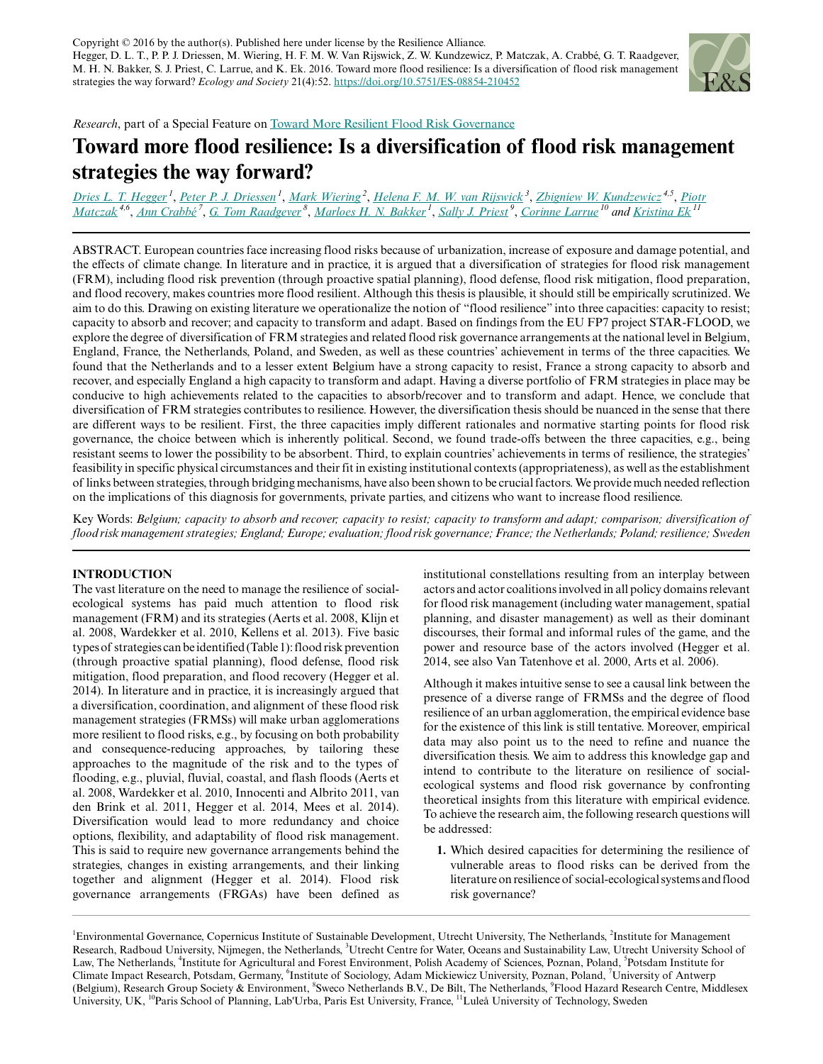Copyright © 2016 by the author(s). Published here under license by the Resilience Alliance.
Hegger, D. L. T., P. P. J. Driessen, M. Wiering, H. F. M. W. Van Rijswick, Z. W. Kundzewicz, P. Matczak, A. Crabbé, G. T. Raadgever, M. H. N. Bakker, S. J. Priest, C. Larrue, and K. Ek. 2016. Toward more flood resilience: Is a diversification of flood risk management strategies the way forward? *Ecology and Society* 21(4):52. https://doi.org/10.5751/ES-08854-210452

*Research*, part of a Special Feature on Toward More Resilient Flood Risk Governance

# Toward more flood resilience: Is a diversification of flood risk management strategies the way forward?

*Dries L. T. Hegger*[1], *Peter P. J. Driessen*[1], *Mark Wiering*[2], *Helena F. M. W. van Rijswick*[3], *Zbigniew W. Kundzewicz*[4,5], *Piotr Matczak*[4,6], *Ann Crabbé*[7], *G. Tom Raadgever*[8], *Marloes H. N. Bakker*[1], *Sally J. Priest*[9], *Corinne Larrue*[10] and *Kristina Ek*[11]

ABSTRACT. European countries face increasing flood risks because of urbanization, increase of exposure and damage potential, and the effects of climate change. In literature and in practice, it is argued that a diversification of strategies for flood risk management (FRM), including flood risk prevention (through proactive spatial planning), flood defense, flood risk mitigation, flood preparation, and flood recovery, makes countries more flood resilient. Although this thesis is plausible, it should still be empirically scrutinized. We aim to do this. Drawing on existing literature we operationalize the notion of "flood resilience" into three capacities: capacity to resist; capacity to absorb and recover; and capacity to transform and adapt. Based on findings from the EU FP7 project STAR-FLOOD, we explore the degree of diversification of FRM strategies and related flood risk governance arrangements at the national level in Belgium, England, France, the Netherlands, Poland, and Sweden, as well as these countries' achievement in terms of the three capacities. We found that the Netherlands and to a lesser extent Belgium have a strong capacity to resist, France a strong capacity to absorb and recover, and especially England a high capacity to transform and adapt. Having a diverse portfolio of FRM strategies in place may be conducive to high achievements related to the capacities to absorb/recover and to transform and adapt. Hence, we conclude that diversification of FRM strategies contributes to resilience. However, the diversification thesis should be nuanced in the sense that there are different ways to be resilient. First, the three capacities imply different rationales and normative starting points for flood risk governance, the choice between which is inherently political. Second, we found trade-offs between the three capacities, e.g., being resistant seems to lower the possibility to be absorbent. Third, to explain countries' achievements in terms of resilience, the strategies' feasibility in specific physical circumstances and their fit in existing institutional contexts (appropriateness), as well as the establishment of links between strategies, through bridging mechanisms, have also been shown to be crucial factors. We provide much needed reflection on the implications of this diagnosis for governments, private parties, and citizens who want to increase flood resilience.

Key Words: *Belgium; capacity to absorb and recover; capacity to resist; capacity to transform and adapt; comparison; diversification of flood risk management strategies; England; Europe; evaluation; flood risk governance; France; the Netherlands; Poland; resilience; Sweden*

## INTRODUCTION

The vast literature on the need to manage the resilience of social-ecological systems has paid much attention to flood risk management (FRM) and its strategies (Aerts et al. 2008, Klijn et al. 2008, Wardekker et al. 2010, Kellens et al. 2013). Five basic types of strategies can be identified (Table 1): flood risk prevention (through proactive spatial planning), flood defense, flood risk mitigation, flood preparation, and flood recovery (Hegger et al. 2014). In literature and in practice, it is increasingly argued that a diversification, coordination, and alignment of these flood risk management strategies (FRMSs) will make urban agglomerations more resilient to flood risks, e.g., by focusing on both probability and consequence-reducing approaches, by tailoring these approaches to the magnitude of the risk and to the types of flooding, e.g., pluvial, fluvial, coastal, and flash floods (Aerts et al. 2008, Wardekker et al. 2010, Innocenti and Albrito 2011, van den Brink et al. 2011, Hegger et al. 2014, Mees et al. 2014). Diversification would lead to more redundancy and choice options, flexibility, and adaptability of flood risk management. This is said to require new governance arrangements behind the strategies, changes in existing arrangements, and their linking together and alignment (Hegger et al. 2014). Flood risk governance arrangements (FRGAs) have been defined as institutional constellations resulting from an interplay between actors and actor coalitions involved in all policy domains relevant for flood risk management (including water management, spatial planning, and disaster management) as well as their dominant discourses, their formal and informal rules of the game, and the power and resource base of the actors involved (Hegger et al. 2014, see also Van Tatenhove et al. 2000, Arts et al. 2006).

Although it makes intuitive sense to see a causal link between the presence of a diverse range of FRMSs and the degree of flood resilience of an urban agglomeration, the empirical evidence base for the existence of this link is still tentative. Moreover, empirical data may also point us to the need to refine and nuance the diversification thesis. We aim to address this knowledge gap and intend to contribute to the literature on resilience of social-ecological systems and flood risk governance by confronting theoretical insights from this literature with empirical evidence. To achieve the research aim, the following research questions will be addressed:

1. Which desired capacities for determining the resilience of vulnerable areas to flood risks can be derived from the literature on resilience of social-ecological systems and flood risk governance?

[1]Environmental Governance, Copernicus Institute of Sustainable Development, Utrecht University, The Netherlands, [2]Institute for Management Research, Radboud University, Nijmegen, the Netherlands, [3]Utrecht Centre for Water, Oceans and Sustainability Law, Utrecht University School of Law, The Netherlands, [4]Institute for Agricultural and Forest Environment, Polish Academy of Sciences, Poznan, Poland, [5]Potsdam Institute for Climate Impact Research, Potsdam, Germany, [6]Institute of Sociology, Adam Mickiewicz University, Poznan, Poland, [7]University of Antwerp (Belgium), Research Group Society & Environment, [8]Sweco Netherlands B.V., De Bilt, The Netherlands, [9]Flood Hazard Research Centre, Middlesex University, UK, [10]Paris School of Planning, Lab'Urba, Paris Est University, France, [11]Luleå University of Technology, Sweden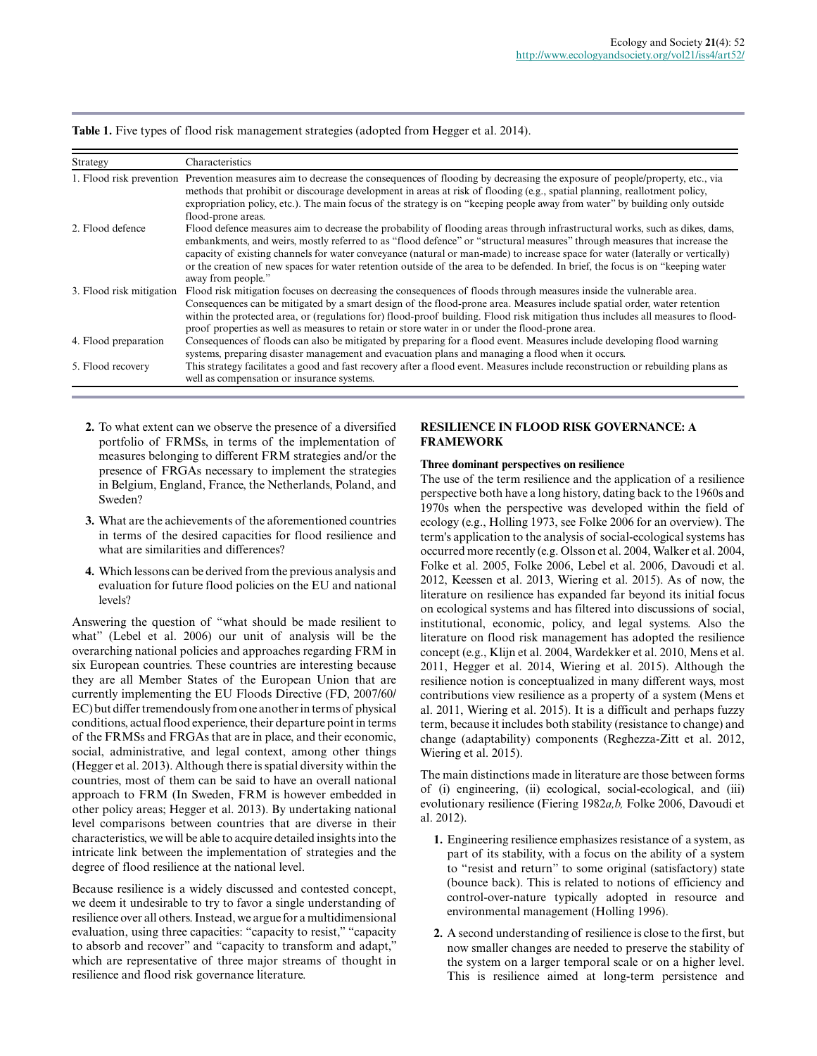**Table 1.** Five types of flood risk management strategies (adopted from Hegger et al. 2014).

| Strategy | Characteristics |
| --- | --- |
| 1. Flood risk prevention | Prevention measures aim to decrease the consequences of flooding by decreasing the exposure of people/property, etc., via methods that prohibit or discourage development in areas at risk of flooding (e.g., spatial planning, reallotment policy, expropriation policy, etc.). The main focus of the strategy is on "keeping people away from water" by building only outside flood-prone areas. |
| 2. Flood defence | Flood defence measures aim to decrease the probability of flooding areas through infrastructural works, such as dikes, dams, embankments, and weirs, mostly referred to as "flood defence" or "structural measures" through measures that increase the capacity of existing channels for water conveyance (natural or man-made) to increase space for water (laterally or vertically) or the creation of new spaces for water retention outside of the area to be defended. In brief, the focus is on "keeping water away from people." |
| 3. Flood risk mitigation | Flood risk mitigation focuses on decreasing the consequences of floods through measures inside the vulnerable area. Consequences can be mitigated by a smart design of the flood-prone area. Measures include spatial order, water retention within the protected area, or (regulations for) flood-proof building. Flood risk mitigation thus includes all measures to flood-proof properties as well as measures to retain or store water in or under the flood-prone area. |
| 4. Flood preparation | Consequences of floods can also be mitigated by preparing for a flood event. Measures include developing flood warning systems, preparing disaster management and evacuation plans and managing a flood when it occurs. |
| 5. Flood recovery | This strategy facilitates a good and fast recovery after a flood event. Measures include reconstruction or rebuilding plans as well as compensation or insurance systems. |

2. To what extent can we observe the presence of a diversified portfolio of FRMSs, in terms of the implementation of measures belonging to different FRM strategies and/or the presence of FRGAs necessary to implement the strategies in Belgium, England, France, the Netherlands, Poland, and Sweden?
3. What are the achievements of the aforementioned countries in terms of the desired capacities for flood resilience and what are similarities and differences?
4. Which lessons can be derived from the previous analysis and evaluation for future flood policies on the EU and national levels?

Answering the question of "what should be made resilient to what" (Lebel et al. 2006) our unit of analysis will be the overarching national policies and approaches regarding FRM in six European countries. These countries are interesting because they are all Member States of the European Union that are currently implementing the EU Floods Directive (FD, 2007/60/EC) but differ tremendously from one another in terms of physical conditions, actual flood experience, their departure point in terms of the FRMSs and FRGAs that are in place, and their economic, social, administrative, and legal context, among other things (Hegger et al. 2013). Although there is spatial diversity within the countries, most of them can be said to have an overall national approach to FRM (In Sweden, FRM is however embedded in other policy areas; Hegger et al. 2013). By undertaking national level comparisons between countries that are diverse in their characteristics, we will be able to acquire detailed insights into the intricate link between the implementation of strategies and the degree of flood resilience at the national level.

Because resilience is a widely discussed and contested concept, we deem it undesirable to try to favor a single understanding of resilience over all others. Instead, we argue for a multidimensional evaluation, using three capacities: "capacity to resist," "capacity to absorb and recover" and "capacity to transform and adapt," which are representative of three major streams of thought in resilience and flood risk governance literature.

## RESILIENCE IN FLOOD RISK GOVERNANCE: A FRAMEWORK

### Three dominant perspectives on resilience

The use of the term resilience and the application of a resilience perspective both have a long history, dating back to the 1960s and 1970s when the perspective was developed within the field of ecology (e.g., Holling 1973, see Folke 2006 for an overview). The term's application to the analysis of social-ecological systems has occurred more recently (e.g. Olsson et al. 2004, Walker et al. 2004, Folke et al. 2005, Folke 2006, Lebel et al. 2006, Davoudi et al. 2012, Keessen et al. 2013, Wiering et al. 2015). As of now, the literature on resilience has expanded far beyond its initial focus on ecological systems and has filtered into discussions of social, institutional, economic, policy, and legal systems. Also the literature on flood risk management has adopted the resilience concept (e.g., Klijn et al. 2004, Wardekker et al. 2010, Mens et al. 2011, Hegger et al. 2014, Wiering et al. 2015). Although the resilience notion is conceptualized in many different ways, most contributions view resilience as a property of a system (Mens et al. 2011, Wiering et al. 2015). It is a difficult and perhaps fuzzy term, because it includes both stability (resistance to change) and change (adaptability) components (Reghezza-Zitt et al. 2012, Wiering et al. 2015).

The main distinctions made in literature are those between forms of (i) engineering, (ii) ecological, social-ecological, and (iii) evolutionary resilience (Fiering 1982*a,b,* Folke 2006, Davoudi et al. 2012).

1. Engineering resilience emphasizes resistance of a system, as part of its stability, with a focus on the ability of a system to "resist and return" to some original (satisfactory) state (bounce back). This is related to notions of efficiency and control-over-nature typically adopted in resource and environmental management (Holling 1996).
2. A second understanding of resilience is close to the first, but now smaller changes are needed to preserve the stability of the system on a larger temporal scale or on a higher level. This is resilience aimed at long-term persistence and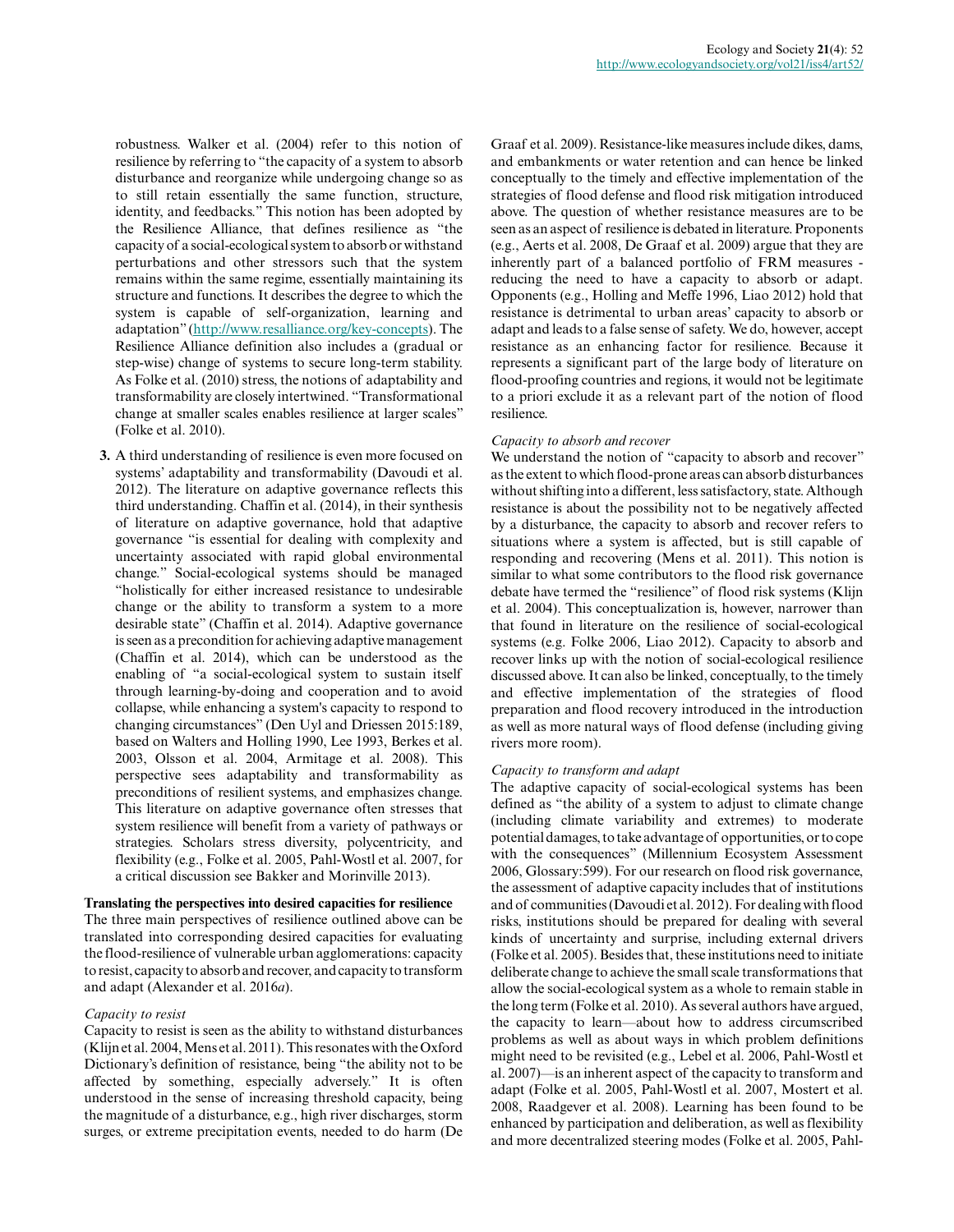robustness. Walker et al. (2004) refer to this notion of resilience by referring to "the capacity of a system to absorb disturbance and reorganize while undergoing change so as to still retain essentially the same function, structure, identity, and feedbacks." This notion has been adopted by the Resilience Alliance, that defines resilience as "the capacity of a social-ecological system to absorb or withstand perturbations and other stressors such that the system remains within the same regime, essentially maintaining its structure and functions. It describes the degree to which the system is capable of self-organization, learning and adaptation" (http://www.resalliance.org/key-concepts). The Resilience Alliance definition also includes a (gradual or step-wise) change of systems to secure long-term stability. As Folke et al. (2010) stress, the notions of adaptability and transformability are closely intertwined. "Transformational change at smaller scales enables resilience at larger scales" (Folke et al. 2010).

**3.** A third understanding of resilience is even more focused on systems' adaptability and transformability (Davoudi et al. 2012). The literature on adaptive governance reflects this third understanding. Chaffin et al. (2014), in their synthesis of literature on adaptive governance, hold that adaptive governance "is essential for dealing with complexity and uncertainty associated with rapid global environmental change." Social-ecological systems should be managed "holistically for either increased resistance to undesirable change or the ability to transform a system to a more desirable state" (Chaffin et al. 2014). Adaptive governance is seen as a precondition for achieving adaptive management (Chaffin et al. 2014), which can be understood as the enabling of "a social-ecological system to sustain itself through learning-by-doing and cooperation and to avoid collapse, while enhancing a system's capacity to respond to changing circumstances" (Den Uyl and Driessen 2015:189, based on Walters and Holling 1990, Lee 1993, Berkes et al. 2003, Olsson et al. 2004, Armitage et al. 2008). This perspective sees adaptability and transformability as preconditions of resilient systems, and emphasizes change. This literature on adaptive governance often stresses that system resilience will benefit from a variety of pathways or strategies. Scholars stress diversity, polycentricity, and flexibility (e.g., Folke et al. 2005, Pahl-Wostl et al. 2007, for a critical discussion see Bakker and Morinville 2013).

### Translating the perspectives into desired capacities for resilience

The three main perspectives of resilience outlined above can be translated into corresponding desired capacities for evaluating the flood-resilience of vulnerable urban agglomerations: capacity to resist, capacity to absorb and recover, and capacity to transform and adapt (Alexander et al. 2016*a*).

#### *Capacity to resist*

Capacity to resist is seen as the ability to withstand disturbances (Klijn et al. 2004, Mens et al. 2011). This resonates with the Oxford Dictionary's definition of resistance, being "the ability not to be affected by something, especially adversely." It is often understood in the sense of increasing threshold capacity, being the magnitude of a disturbance, e.g., high river discharges, storm surges, or extreme precipitation events, needed to do harm (De Graaf et al. 2009). Resistance-like measures include dikes, dams, and embankments or water retention and can hence be linked conceptually to the timely and effective implementation of the strategies of flood defense and flood risk mitigation introduced above. The question of whether resistance measures are to be seen as an aspect of resilience is debated in literature. Proponents (e.g., Aerts et al. 2008, De Graaf et al. 2009) argue that they are inherently part of a balanced portfolio of FRM measures - reducing the need to have a capacity to absorb or adapt. Opponents (e.g., Holling and Meffe 1996, Liao 2012) hold that resistance is detrimental to urban areas' capacity to absorb or adapt and leads to a false sense of safety. We do, however, accept resistance as an enhancing factor for resilience. Because it represents a significant part of the large body of literature on flood-proofing countries and regions, it would not be legitimate to a priori exclude it as a relevant part of the notion of flood resilience.

#### *Capacity to absorb and recover*

We understand the notion of "capacity to absorb and recover" as the extent to which flood-prone areas can absorb disturbances without shifting into a different, less satisfactory, state. Although resistance is about the possibility not to be negatively affected by a disturbance, the capacity to absorb and recover refers to situations where a system is affected, but is still capable of responding and recovering (Mens et al. 2011). This notion is similar to what some contributors to the flood risk governance debate have termed the "resilience" of flood risk systems (Klijn et al. 2004). This conceptualization is, however, narrower than that found in literature on the resilience of social-ecological systems (e.g. Folke 2006, Liao 2012). Capacity to absorb and recover links up with the notion of social-ecological resilience discussed above. It can also be linked, conceptually, to the timely and effective implementation of the strategies of flood preparation and flood recovery introduced in the introduction as well as more natural ways of flood defense (including giving rivers more room).

#### *Capacity to transform and adapt*

The adaptive capacity of social-ecological systems has been defined as "the ability of a system to adjust to climate change (including climate variability and extremes) to moderate potential damages, to take advantage of opportunities, or to cope with the consequences" (Millennium Ecosystem Assessment 2006, Glossary:599). For our research on flood risk governance, the assessment of adaptive capacity includes that of institutions and of communities (Davoudi et al. 2012). For dealing with flood risks, institutions should be prepared for dealing with several kinds of uncertainty and surprise, including external drivers (Folke et al. 2005). Besides that, these institutions need to initiate deliberate change to achieve the small scale transformations that allow the social-ecological system as a whole to remain stable in the long term (Folke et al. 2010). As several authors have argued, the capacity to learn—about how to address circumscribed problems as well as about ways in which problem definitions might need to be revisited (e.g., Lebel et al. 2006, Pahl-Wostl et al. 2007)—is an inherent aspect of the capacity to transform and adapt (Folke et al. 2005, Pahl-Wostl et al. 2007, Mostert et al. 2008, Raadgever et al. 2008). Learning has been found to be enhanced by participation and deliberation, as well as flexibility and more decentralized steering modes (Folke et al. 2005, Pahl-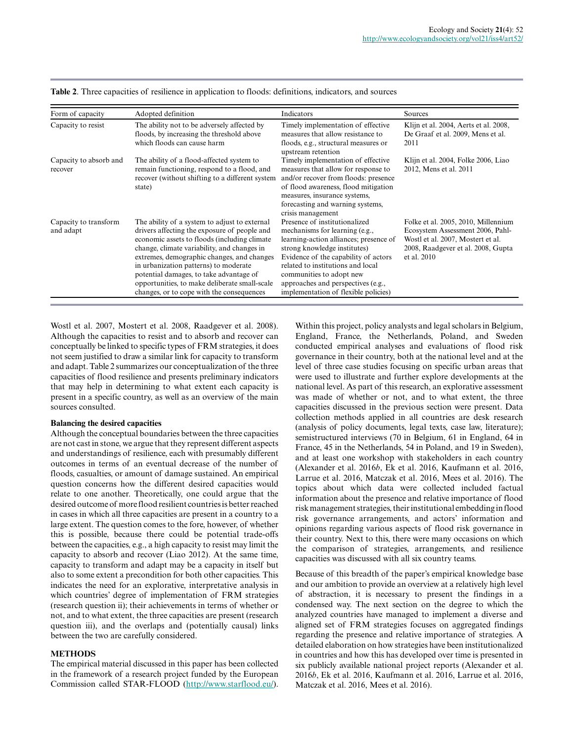**Table 2**. Three capacities of resilience in application to floods: definitions, indicators, and sources

| Form of capacity | Adopted definition | Indicators | Sources |
|---|---|---|---|
| Capacity to resist | The ability not to be adversely affected by floods, by increasing the threshold above which floods can cause harm | Timely implementation of effective measures that allow resistance to floods, e.g., structural measures or upstream retention | Klijn et al. 2004, Aerts et al. 2008, De Graaf et al. 2009, Mens et al. 2011 |
| Capacity to absorb and recover | The ability of a flood-affected system to remain functioning, respond to a flood, and recover (without shifting to a different system state) | Timely implementation of effective measures that allow for response to and/or recover from floods: presence of flood awareness, flood mitigation measures, insurance systems, forecasting and warning systems, crisis management | Klijn et al. 2004, Folke 2006, Liao 2012, Mens et al. 2011 |
| Capacity to transform and adapt | The ability of a system to adjust to external drivers affecting the exposure of people and economic assets to floods (including climate change, climate variability, and changes in extremes, demographic changes, and changes in urbanization patterns) to moderate potential damages, to take advantage of opportunities, to make deliberate small-scale changes, or to cope with the consequences | Presence of institutionalized mechanisms for learning (e.g., learning-action alliances; presence of strong knowledge institutes) Evidence of the capability of actors related to institutions and local communities to adopt new approaches and perspectives (e.g., implementation of flexible policies) | Folke et al. 2005, 2010, Millennium Ecosystem Assessment 2006, Pahl-Wostl et al. 2007, Mostert et al. 2008, Raadgever et al. 2008, Gupta et al. 2010 |

Wostl et al. 2007, Mostert et al. 2008, Raadgever et al. 2008). Although the capacities to resist and to absorb and recover can conceptually be linked to specific types of FRM strategies, it does not seem justified to draw a similar link for capacity to transform and adapt. Table 2 summarizes our conceptualization of the three capacities of flood resilience and presents preliminary indicators that may help in determining to what extent each capacity is present in a specific country, as well as an overview of the main sources consulted.

### Balancing the desired capacities

Although the conceptual boundaries between the three capacities are not cast in stone, we argue that they represent different aspects and understandings of resilience, each with presumably different outcomes in terms of an eventual decrease of the number of floods, casualties, or amount of damage sustained. An empirical question concerns how the different desired capacities would relate to one another. Theoretically, one could argue that the desired outcome of more flood resilient countries is better reached in cases in which all three capacities are present in a country to a large extent. The question comes to the fore, however, of whether this is possible, because there could be potential trade-offs between the capacities, e.g., a high capacity to resist may limit the capacity to absorb and recover (Liao 2012). At the same time, capacity to transform and adapt may be a capacity in itself but also to some extent a precondition for both other capacities. This indicates the need for an explorative, interpretative analysis in which countries' degree of implementation of FRM strategies (research question ii); their achievements in terms of whether or not, and to what extent, the three capacities are present (research question iii), and the overlaps and (potentially causal) links between the two are carefully considered.

## METHODS

The empirical material discussed in this paper has been collected in the framework of a research project funded by the European Commission called STAR-FLOOD (http://www.starflood.eu/). Within this project, policy analysts and legal scholars in Belgium, England, France, the Netherlands, Poland, and Sweden conducted empirical analyses and evaluations of flood risk governance in their country, both at the national level and at the level of three case studies focusing on specific urban areas that were used to illustrate and further explore developments at the national level. As part of this research, an explorative assessment was made of whether or not, and to what extent, the three capacities discussed in the previous section were present. Data collection methods applied in all countries are desk research (analysis of policy documents, legal texts, case law, literature); semistructured interviews (70 in Belgium, 61 in England, 64 in France, 45 in the Netherlands, 54 in Poland, and 19 in Sweden), and at least one workshop with stakeholders in each country (Alexander et al. 2016*b*, Ek et al. 2016, Kaufmann et al. 2016, Larrue et al. 2016, Matczak et al. 2016, Mees et al. 2016). The topics about which data were collected included factual information about the presence and relative importance of flood risk management strategies, their institutional embedding in flood risk governance arrangements, and actors' information and opinions regarding various aspects of flood risk governance in their country. Next to this, there were many occasions on which the comparison of strategies, arrangements, and resilience capacities was discussed with all six country teams.

Because of this breadth of the paper's empirical knowledge base and our ambition to provide an overview at a relatively high level of abstraction, it is necessary to present the findings in a condensed way. The next section on the degree to which the analyzed countries have managed to implement a diverse and aligned set of FRM strategies focuses on aggregated findings regarding the presence and relative importance of strategies. A detailed elaboration on how strategies have been institutionalized in countries and how this has developed over time is presented in six publicly available national project reports (Alexander et al. 2016*b*, Ek et al. 2016, Kaufmann et al. 2016, Larrue et al. 2016, Matczak et al. 2016, Mees et al. 2016).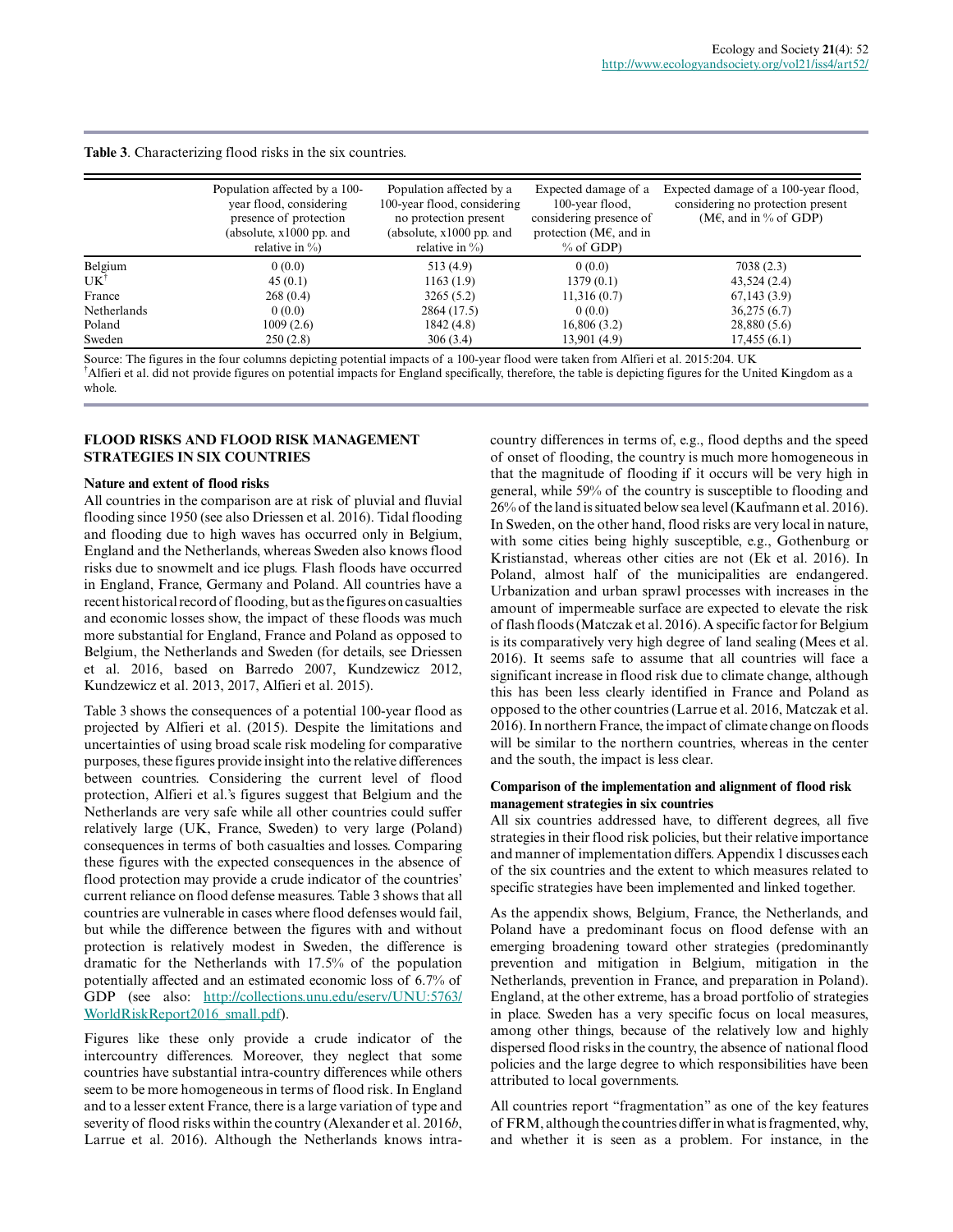**Table 3**. Characterizing flood risks in the six countries.

| | Population affected by a 100-year flood, considering presence of protection (absolute, x1000 pp. and relative in %) | Population affected by a 100-year flood, considering no protection present (absolute, x1000 pp. and relative in %) | Expected damage of a 100-year flood, considering presence of protection (M€, and in % of GDP) | Expected damage of a 100-year flood, considering no protection present (M€, and in % of GDP) |
|---|---|---|---|---|
| Belgium | 0 (0.0) | 513 (4.9) | 0 (0.0) | 7038 (2.3) |
| UK[†] | 45 (0.1) | 1163 (1.9) | 1379 (0.1) | 43,524 (2.4) |
| France | 268 (0.4) | 3265 (5.2) | 11,316 (0.7) | 67,143 (3.9) |
| Netherlands | 0 (0.0) | 2864 (17.5) | 0 (0.0) | 36,275 (6.7) |
| Poland | 1009 (2.6) | 1842 (4.8) | 16,806 (3.2) | 28,880 (5.6) |
| Sweden | 250 (2.8) | 306 (3.4) | 13,901 (4.9) | 17,455 (6.1) |

Source: The figures in the four columns depicting potential impacts of a 100-year flood were taken from Alfieri et al. 2015:204. UK
[†]Alfieri et al. did not provide figures on potential impacts for England specifically, therefore, the table is depicting figures for the United Kingdom as a whole.

## FLOOD RISKS AND FLOOD RISK MANAGEMENT STRATEGIES IN SIX COUNTRIES

### Nature and extent of flood risks

All countries in the comparison are at risk of pluvial and fluvial flooding since 1950 (see also Driessen et al. 2016). Tidal flooding and flooding due to high waves has occurred only in Belgium, England and the Netherlands, whereas Sweden also knows flood risks due to snowmelt and ice plugs. Flash floods have occurred in England, France, Germany and Poland. All countries have a recent historical record of flooding, but as the figures on casualties and economic losses show, the impact of these floods was much more substantial for England, France and Poland as opposed to Belgium, the Netherlands and Sweden (for details, see Driessen et al. 2016, based on Barredo 2007, Kundzewicz 2012, Kundzewicz et al. 2013, 2017, Alfieri et al. 2015).

Table 3 shows the consequences of a potential 100-year flood as projected by Alfieri et al. (2015). Despite the limitations and uncertainties of using broad scale risk modeling for comparative purposes, these figures provide insight into the relative differences between countries. Considering the current level of flood protection, Alfieri et al.'s figures suggest that Belgium and the Netherlands are very safe while all other countries could suffer relatively large (UK, France, Sweden) to very large (Poland) consequences in terms of both casualties and losses. Comparing these figures with the expected consequences in the absence of flood protection may provide a crude indicator of the countries' current reliance on flood defense measures. Table 3 shows that all countries are vulnerable in cases where flood defenses would fail, but while the difference between the figures with and without protection is relatively modest in Sweden, the difference is dramatic for the Netherlands with 17.5% of the population potentially affected and an estimated economic loss of 6.7% of GDP (see also: [http://collections.unu.edu/eserv/UNU:5763/WorldRiskReport2016_small.pdf](http://collections.unu.edu/eserv/UNU:5763/WorldRiskReport2016_small.pdf)).

Figures like these only provide a crude indicator of the intercountry differences. Moreover, they neglect that some countries have substantial intra-country differences while others seem to be more homogeneous in terms of flood risk. In England and to a lesser extent France, there is a large variation of type and severity of flood risks within the country (Alexander et al. 2016*b*, Larrue et al. 2016). Although the Netherlands knows intra-country differences in terms of, e.g., flood depths and the speed of onset of flooding, the country is much more homogeneous in that the magnitude of flooding if it occurs will be very high in general, while 59% of the country is susceptible to flooding and 26% of the land is situated below sea level (Kaufmann et al. 2016). In Sweden, on the other hand, flood risks are very local in nature, with some cities being highly susceptible, e.g., Gothenburg or Kristianstad, whereas other cities are not (Ek et al. 2016). In Poland, almost half of the municipalities are endangered. Urbanization and urban sprawl processes with increases in the amount of impermeable surface are expected to elevate the risk of flash floods (Matczak et al. 2016). A specific factor for Belgium is its comparatively very high degree of land sealing (Mees et al. 2016). It seems safe to assume that all countries will face a significant increase in flood risk due to climate change, although this has been less clearly identified in France and Poland as opposed to the other countries (Larrue et al. 2016, Matczak et al. 2016). In northern France, the impact of climate change on floods will be similar to the northern countries, whereas in the center and the south, the impact is less clear.

### Comparison of the implementation and alignment of flood risk management strategies in six countries

All six countries addressed have, to different degrees, all five strategies in their flood risk policies, but their relative importance and manner of implementation differs. Appendix 1 discusses each of the six countries and the extent to which measures related to specific strategies have been implemented and linked together.

As the appendix shows, Belgium, France, the Netherlands, and Poland have a predominant focus on flood defense with an emerging broadening toward other strategies (predominantly prevention and mitigation in Belgium, mitigation in the Netherlands, prevention in France, and preparation in Poland). England, at the other extreme, has a broad portfolio of strategies in place. Sweden has a very specific focus on local measures, among other things, because of the relatively low and highly dispersed flood risks in the country, the absence of national flood policies and the large degree to which responsibilities have been attributed to local governments.

All countries report "fragmentation" as one of the key features of FRM, although the countries differ in what is fragmented, why, and whether it is seen as a problem. For instance, in the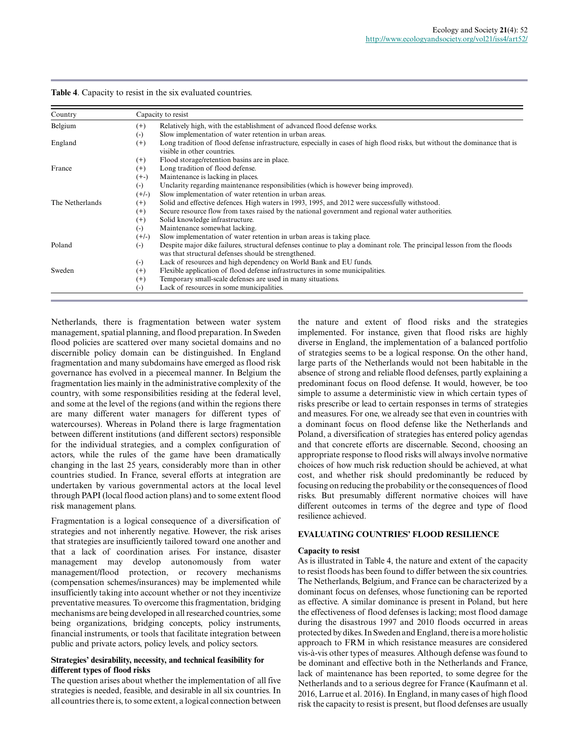**Table 4**. Capacity to resist in the six evaluated countries.

| Country | Capacity to resist | |
|---|---|---|
| Belgium | (+) | Relatively high, with the establishment of advanced flood defense works. |
| | (-) | Slow implementation of water retention in urban areas. |
| England | (+) | Long tradition of flood defense infrastructure, especially in cases of high flood risks, but without the dominance that is visible in other countries. |
| | (+) | Flood storage/retention basins are in place. |
| France | (+) | Long tradition of flood defense. |
| | (+-) | Maintenance is lacking in places. |
| | (-) | Unclarity regarding maintenance responsibilities (which is however being improved). |
| | (+/-) | Slow implementation of water retention in urban areas. |
| The Netherlands | (+) | Solid and effective defences. High waters in 1993, 1995, and 2012 were successfully withstood. |
| | (+) | Secure resource flow from taxes raised by the national government and regional water authorities. |
| | (+) | Solid knowledge infrastructure. |
| | (-) | Maintenance somewhat lacking. |
| | (+/-) | Slow implementation of water retention in urban areas is taking place. |
| Poland | (-) | Despite major dike failures, structural defenses continue to play a dominant role. The principal lesson from the floods was that structural defenses should be strengthened. |
| | (-) | Lack of resources and high dependency on World Bank and EU funds. |
| Sweden | (+) | Flexible application of flood defense infrastructures in some municipalities. |
| | (+) | Temporary small-scale defenses are used in many situations. |
| | (-) | Lack of resources in some municipalities. |

Netherlands, there is fragmentation between water system management, spatial planning, and flood preparation. In Sweden flood policies are scattered over many societal domains and no discernible policy domain can be distinguished. In England fragmentation and many subdomains have emerged as flood risk governance has evolved in a piecemeal manner. In Belgium the fragmentation lies mainly in the administrative complexity of the country, with some responsibilities residing at the federal level, and some at the level of the regions (and within the regions there are many different water managers for different types of watercourses). Whereas in Poland there is large fragmentation between different institutions (and different sectors) responsible for the individual strategies, and a complex configuration of actors, while the rules of the game have been dramatically changing in the last 25 years, considerably more than in other countries studied. In France, several efforts at integration are undertaken by various governmental actors at the local level through PAPI (local flood action plans) and to some extent flood risk management plans.

Fragmentation is a logical consequence of a diversification of strategies and not inherently negative. However, the risk arises that strategies are insufficiently tailored toward one another and that a lack of coordination arises. For instance, disaster management may develop autonomously from water management/flood protection, or recovery mechanisms (compensation schemes/insurances) may be implemented while insufficiently taking into account whether or not they incentivize preventative measures. To overcome this fragmentation, bridging mechanisms are being developed in all researched countries, some being organizations, bridging concepts, policy instruments, financial instruments, or tools that facilitate integration between public and private actors, policy levels, and policy sectors.

### Strategies' desirability, necessity, and technical feasibility for different types of flood risks

The question arises about whether the implementation of all five strategies is needed, feasible, and desirable in all six countries. In all countries there is, to some extent, a logical connection between the nature and extent of flood risks and the strategies implemented. For instance, given that flood risks are highly diverse in England, the implementation of a balanced portfolio of strategies seems to be a logical response. On the other hand, large parts of the Netherlands would not been habitable in the absence of strong and reliable flood defenses, partly explaining a predominant focus on flood defense. It would, however, be too simple to assume a deterministic view in which certain types of risks prescribe or lead to certain responses in terms of strategies and measures. For one, we already see that even in countries with a dominant focus on flood defense like the Netherlands and Poland, a diversification of strategies has entered policy agendas and that concrete efforts are discernable. Second, choosing an appropriate response to flood risks will always involve normative choices of how much risk reduction should be achieved, at what cost, and whether risk should predominantly be reduced by focusing on reducing the probability or the consequences of flood risks. But presumably different normative choices will have different outcomes in terms of the degree and type of flood resilience achieved.

## EVALUATING COUNTRIES' FLOOD RESILIENCE

### Capacity to resist

As is illustrated in Table 4, the nature and extent of the capacity to resist floods has been found to differ between the six countries. The Netherlands, Belgium, and France can be characterized by a dominant focus on defenses, whose functioning can be reported as effective. A similar dominance is present in Poland, but here the effectiveness of flood defenses is lacking; most flood damage during the disastrous 1997 and 2010 floods occurred in areas protected by dikes. In Sweden and England, there is a more holistic approach to FRM in which resistance measures are considered vis-à-vis other types of measures. Although defense was found to be dominant and effective both in the Netherlands and France, lack of maintenance has been reported, to some degree for the Netherlands and to a serious degree for France (Kaufmann et al. 2016, Larrue et al. 2016). In England, in many cases of high flood risk the capacity to resist is present, but flood defenses are usually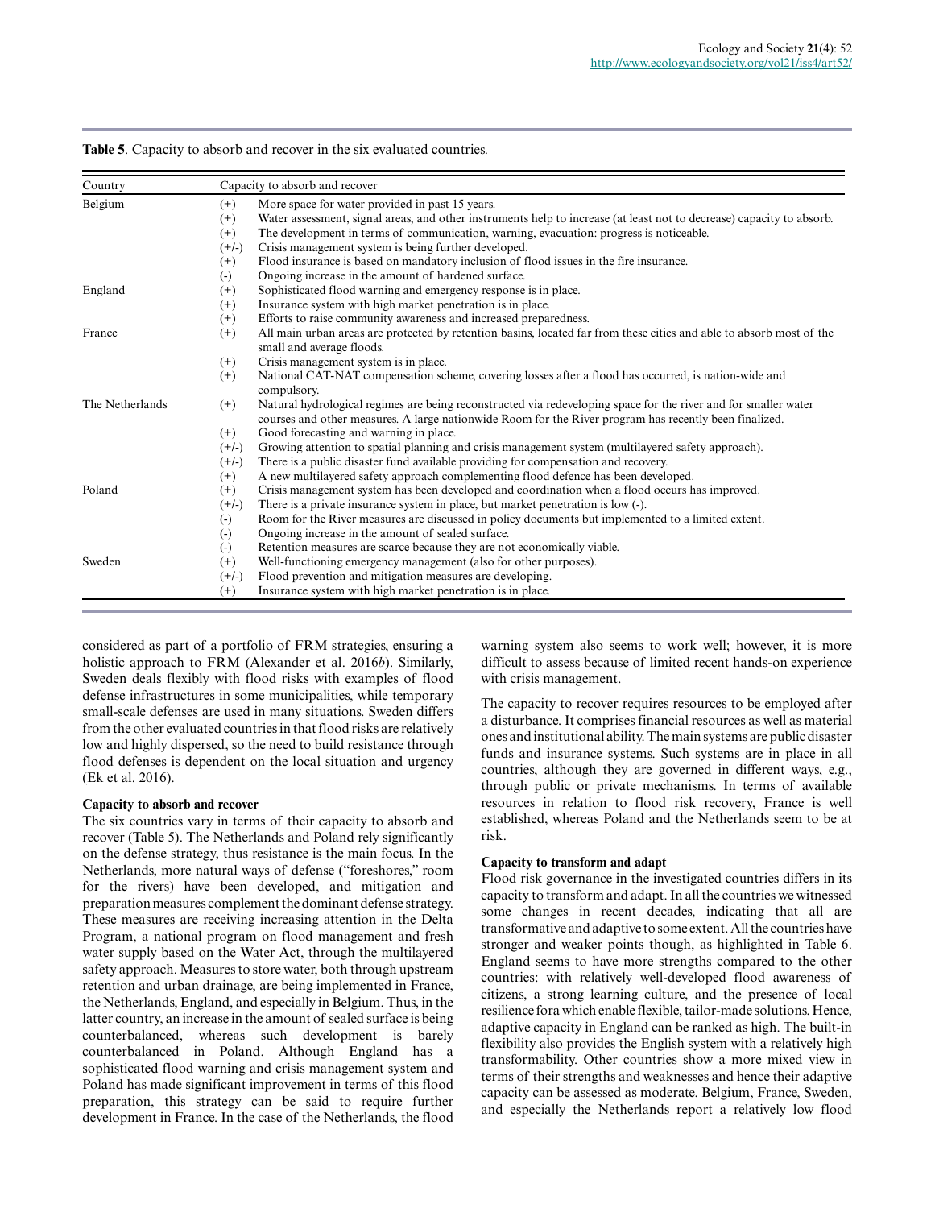**Table 5**. Capacity to absorb and recover in the six evaluated countries.

| Country | Capacity to absorb and recover | |
|---|---|---|
| Belgium | (+) | More space for water provided in past 15 years. |
| | (+) | Water assessment, signal areas, and other instruments help to increase (at least not to decrease) capacity to absorb. |
| | (+) | The development in terms of communication, warning, evacuation: progress is noticeable. |
| | (+/-) | Crisis management system is being further developed. |
| | (+) | Flood insurance is based on mandatory inclusion of flood issues in the fire insurance. |
| | (-) | Ongoing increase in the amount of hardened surface. |
| England | (+) | Sophisticated flood warning and emergency response is in place. |
| | (+) | Insurance system with high market penetration is in place. |
| | (+) | Efforts to raise community awareness and increased preparedness. |
| France | (+) | All main urban areas are protected by retention basins, located far from these cities and able to absorb most of the small and average floods. |
| | (+) | Crisis management system is in place. |
| | (+) | National CAT-NAT compensation scheme, covering losses after a flood has occurred, is nation-wide and compulsory. |
| The Netherlands | (+) | Natural hydrological regimes are being reconstructed via redeveloping space for the river and for smaller water courses and other measures. A large nationwide Room for the River program has recently been finalized. |
| | (+) | Good forecasting and warning in place. |
| | (+/-) | Growing attention to spatial planning and crisis management system (multilayered safety approach). |
| | (+/-) | There is a public disaster fund available providing for compensation and recovery. |
| | (+) | A new multilayered safety approach complementing flood defence has been developed. |
| Poland | (+) | Crisis management system has been developed and coordination when a flood occurs has improved. |
| | (+/-) | There is a private insurance system in place, but market penetration is low (-). |
| | (-) | Room for the River measures are discussed in policy documents but implemented to a limited extent. |
| | (-) | Ongoing increase in the amount of sealed surface. |
| | (-) | Retention measures are scarce because they are not economically viable. |
| Sweden | (+) | Well-functioning emergency management (also for other purposes). |
| | (+/-) | Flood prevention and mitigation measures are developing. |
| | (+) | Insurance system with high market penetration is in place. |

considered as part of a portfolio of FRM strategies, ensuring a holistic approach to FRM (Alexander et al. 2016*b*). Similarly, Sweden deals flexibly with flood risks with examples of flood defense infrastructures in some municipalities, while temporary small-scale defenses are used in many situations. Sweden differs from the other evaluated countries in that flood risks are relatively low and highly dispersed, so the need to build resistance through flood defenses is dependent on the local situation and urgency (Ek et al. 2016).

### Capacity to absorb and recover

The six countries vary in terms of their capacity to absorb and recover (Table 5). The Netherlands and Poland rely significantly on the defense strategy, thus resistance is the main focus. In the Netherlands, more natural ways of defense ("foreshores," room for the rivers) have been developed, and mitigation and preparation measures complement the dominant defense strategy. These measures are receiving increasing attention in the Delta Program, a national program on flood management and fresh water supply based on the Water Act, through the multilayered safety approach. Measures to store water, both through upstream retention and urban drainage, are being implemented in France, the Netherlands, England, and especially in Belgium. Thus, in the latter country, an increase in the amount of sealed surface is being counterbalanced, whereas such development is barely counterbalanced in Poland. Although England has a sophisticated flood warning and crisis management system and Poland has made significant improvement in terms of this flood preparation, this strategy can be said to require further development in France. In the case of the Netherlands, the flood warning system also seems to work well; however, it is more difficult to assess because of limited recent hands-on experience with crisis management.

The capacity to recover requires resources to be employed after a disturbance. It comprises financial resources as well as material ones and institutional ability. The main systems are public disaster funds and insurance systems. Such systems are in place in all countries, although they are governed in different ways, e.g., through public or private mechanisms. In terms of available resources in relation to flood risk recovery, France is well established, whereas Poland and the Netherlands seem to be at risk.

### Capacity to transform and adapt

Flood risk governance in the investigated countries differs in its capacity to transform and adapt. In all the countries we witnessed some changes in recent decades, indicating that all are transformative and adaptive to some extent. All the countries have stronger and weaker points though, as highlighted in Table 6. England seems to have more strengths compared to the other countries: with relatively well-developed flood awareness of citizens, a strong learning culture, and the presence of local resilience fora which enable flexible, tailor-made solutions. Hence, adaptive capacity in England can be ranked as high. The built-in flexibility also provides the English system with a relatively high transformability. Other countries show a more mixed view in terms of their strengths and weaknesses and hence their adaptive capacity can be assessed as moderate. Belgium, France, Sweden, and especially the Netherlands report a relatively low flood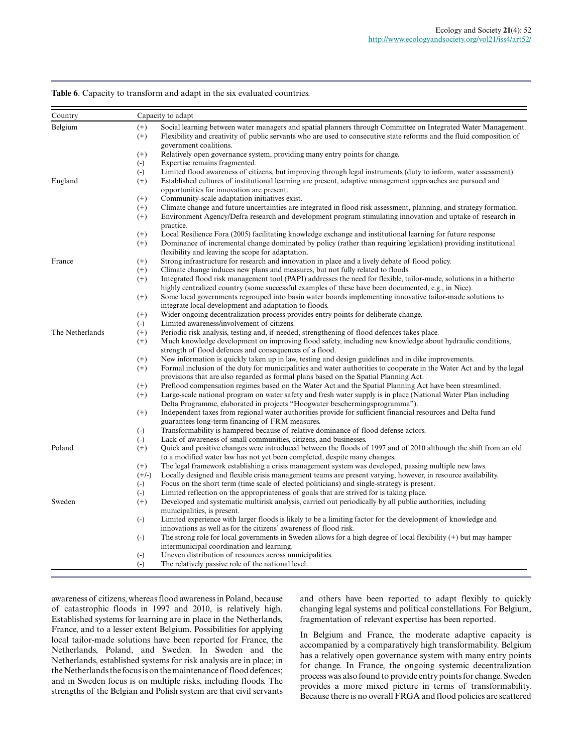**Table 6**. Capacity to transform and adapt in the six evaluated countries.

| Country | Capacity to adapt | |
|---|---|---|
| Belgium | (+) | Social learning between water managers and spatial planners through Committee on Integrated Water Management. |
| | (+) | Flexibility and creativity of public servants who are used to consecutive state reforms and the fluid composition of government coalitions. |
| | (+) | Relatively open governance system, providing many entry points for change. |
| | (-) | Expertise remains fragmented. |
| | (-) | Limited flood awareness of citizens, but improving through legal instruments (duty to inform, water assessment). |
| England | (+) | Established cultures of institutional learning are present, adaptive management approaches are pursued and opportunities for innovation are present. |
| | (+) | Community-scale adaptation initiatives exist. |
| | (+) | Climate change and future uncertainties are integrated in flood risk assessment, planning, and strategy formation. |
| | (+) | Environment Agency/Defra research and development program stimulating innovation and uptake of research in practice. |
| | (+) | Local Resilience Fora (2005) facilitating knowledge exchange and institutional learning for future response |
| | (+) | Dominance of incremental change dominated by policy (rather than requiring legislation) providing institutional flexibility and leaving the scope for adaptation. |
| France | (+) | Strong infrastructure for research and innovation in place and a lively debate of flood policy. |
| | (+) | Climate change induces new plans and measures, but not fully related to floods. |
| | (+) | Integrated flood risk management tool (PAPI) addresses the need for flexible, tailor-made, solutions in a hitherto highly centralized country (some successful examples of these have been documented, e.g., in Nice). |
| | (+) | Some local governments regrouped into basin water boards implementing innovative tailor-made solutions to integrate local development and adaptation to floods. |
| | (+) | Wider ongoing decentralization process provides entry points for deliberate change. |
| | (-) | Limited awareness/involvement of citizens. |
| The Netherlands | (+) | Periodic risk analysis, testing and, if needed, strengthening of flood defences takes place. |
| | (+) | Much knowledge development on improving flood safety, including new knowledge about hydraulic conditions, strength of flood defences and consequences of a flood. |
| | (+) | New information is quickly taken up in law, testing and design guidelines and in dike improvements. |
| | (+) | Formal inclusion of the duty for municipalities and water authorities to cooperate in the Water Act and by the legal provisions that are also regarded as formal plans based on the Spatial Planning Act. |
| | (+) | Preflood compensation regimes based on the Water Act and the Spatial Planning Act have been streamlined. |
| | (+) | Large-scale national program on water safety and fresh water supply is in place (National Water Plan including Delta Programme, elaborated in projects "Hoogwater beschermingsprogramma"). |
| | (+) | Independent taxes from regional water authorities provide for sufficient financial resources and Delta fund guarantees long-term financing of FRM measures. |
| | (-) | Transformability is hampered because of relative dominance of flood defense actors. |
| | (-) | Lack of awareness of small communities, citizens, and businesses. |
| Poland | (+) | Quick and positive changes were introduced between the floods of 1997 and of 2010 although the shift from an old to a modified water law has not yet been completed, despite many changes. |
| | (+) | The legal framework establishing a crisis management system was developed, passing multiple new laws. |
| | (+/-) | Locally designed and flexible crisis management teams are present varying, however, in resource availability. |
| | (-) | Focus on the short term (time scale of elected politicians) and single-strategy is present. |
| | (-) | Limited reflection on the appropriateness of goals that are strived for is taking place. |
| Sweden | (+) | Developed and systematic multirisk analysis, carried out periodically by all public authorities, including municipalities, is present. |
| | (-) | Limited experience with larger floods is likely to be a limiting factor for the development of knowledge and innovations as well as for the citizens' awareness of flood risk. |
| | (-) | The strong role for local governments in Sweden allows for a high degree of local flexibility (+) but may hamper intermunicipal coordination and learning. |
| | (-) | Uneven distribution of resources across municipalities. |
| | (-) | The relatively passive role of the national level. |

awareness of citizens, whereas flood awareness in Poland, because of catastrophic floods in 1997 and 2010, is relatively high. Established systems for learning are in place in the Netherlands, France, and to a lesser extent Belgium. Possibilities for applying local tailor-made solutions have been reported for France, the Netherlands, Poland, and Sweden. In Sweden and the Netherlands, established systems for risk analysis are in place; in the Netherlands the focus is on the maintenance of flood defences; and in Sweden focus is on multiple risks, including floods. The strengths of the Belgian and Polish system are that civil servants and others have been reported to adapt flexibly to quickly changing legal systems and political constellations. For Belgium, fragmentation of relevant expertise has been reported.

In Belgium and France, the moderate adaptive capacity is accompanied by a comparatively high transformability. Belgium has a relatively open governance system with many entry points for change. In France, the ongoing systemic decentralization process was also found to provide entry points for change. Sweden provides a more mixed picture in terms of transformability. Because there is no overall FRGA and flood policies are scattered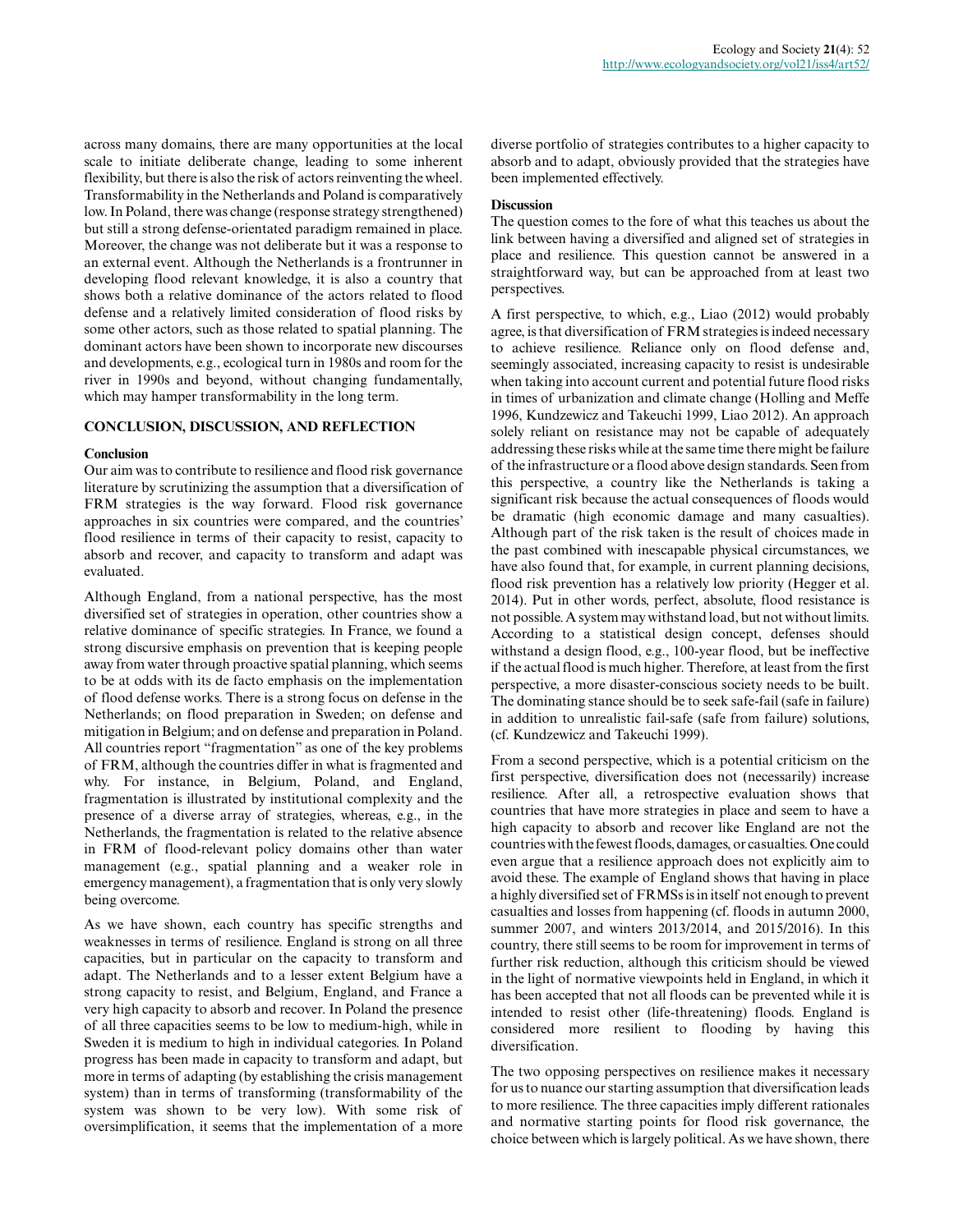across many domains, there are many opportunities at the local scale to initiate deliberate change, leading to some inherent flexibility, but there is also the risk of actors reinventing the wheel. Transformability in the Netherlands and Poland is comparatively low. In Poland, there was change (response strategy strengthened) but still a strong defense-orientated paradigm remained in place. Moreover, the change was not deliberate but it was a response to an external event. Although the Netherlands is a frontrunner in developing flood relevant knowledge, it is also a country that shows both a relative dominance of the actors related to flood defense and a relatively limited consideration of flood risks by some other actors, such as those related to spatial planning. The dominant actors have been shown to incorporate new discourses and developments, e.g., ecological turn in 1980s and room for the river in 1990s and beyond, without changing fundamentally, which may hamper transformability in the long term.

## CONCLUSION, DISCUSSION, AND REFLECTION

### Conclusion

Our aim was to contribute to resilience and flood risk governance literature by scrutinizing the assumption that a diversification of FRM strategies is the way forward. Flood risk governance approaches in six countries were compared, and the countries' flood resilience in terms of their capacity to resist, capacity to absorb and recover, and capacity to transform and adapt was evaluated.

Although England, from a national perspective, has the most diversified set of strategies in operation, other countries show a relative dominance of specific strategies. In France, we found a strong discursive emphasis on prevention that is keeping people away from water through proactive spatial planning, which seems to be at odds with its de facto emphasis on the implementation of flood defense works. There is a strong focus on defense in the Netherlands; on flood preparation in Sweden; on defense and mitigation in Belgium; and on defense and preparation in Poland. All countries report "fragmentation" as one of the key problems of FRM, although the countries differ in what is fragmented and why. For instance, in Belgium, Poland, and England, fragmentation is illustrated by institutional complexity and the presence of a diverse array of strategies, whereas, e.g., in the Netherlands, the fragmentation is related to the relative absence in FRM of flood-relevant policy domains other than water management (e.g., spatial planning and a weaker role in emergency management), a fragmentation that is only very slowly being overcome.

As we have shown, each country has specific strengths and weaknesses in terms of resilience. England is strong on all three capacities, but in particular on the capacity to transform and adapt. The Netherlands and to a lesser extent Belgium have a strong capacity to resist, and Belgium, England, and France a very high capacity to absorb and recover. In Poland the presence of all three capacities seems to be low to medium-high, while in Sweden it is medium to high in individual categories. In Poland progress has been made in capacity to transform and adapt, but more in terms of adapting (by establishing the crisis management system) than in terms of transforming (transformability of the system was shown to be very low). With some risk of oversimplification, it seems that the implementation of a more diverse portfolio of strategies contributes to a higher capacity to absorb and to adapt, obviously provided that the strategies have been implemented effectively.

### Discussion

The question comes to the fore of what this teaches us about the link between having a diversified and aligned set of strategies in place and resilience. This question cannot be answered in a straightforward way, but can be approached from at least two perspectives.

A first perspective, to which, e.g., Liao (2012) would probably agree, is that diversification of FRM strategies is indeed necessary to achieve resilience. Reliance only on flood defense and, seemingly associated, increasing capacity to resist is undesirable when taking into account current and potential future flood risks in times of urbanization and climate change (Holling and Meffe 1996, Kundzewicz and Takeuchi 1999, Liao 2012). An approach solely reliant on resistance may not be capable of adequately addressing these risks while at the same time there might be failure of the infrastructure or a flood above design standards. Seen from this perspective, a country like the Netherlands is taking a significant risk because the actual consequences of floods would be dramatic (high economic damage and many casualties). Although part of the risk taken is the result of choices made in the past combined with inescapable physical circumstances, we have also found that, for example, in current planning decisions, flood risk prevention has a relatively low priority (Hegger et al. 2014). Put in other words, perfect, absolute, flood resistance is not possible. A system may withstand load, but not without limits. According to a statistical design concept, defenses should withstand a design flood, e.g., 100-year flood, but be ineffective if the actual flood is much higher. Therefore, at least from the first perspective, a more disaster-conscious society needs to be built. The dominating stance should be to seek safe-fail (safe in failure) in addition to unrealistic fail-safe (safe from failure) solutions, (cf. Kundzewicz and Takeuchi 1999).

From a second perspective, which is a potential criticism on the first perspective, diversification does not (necessarily) increase resilience. After all, a retrospective evaluation shows that countries that have more strategies in place and seem to have a high capacity to absorb and recover like England are not the countries with the fewest floods, damages, or casualties. One could even argue that a resilience approach does not explicitly aim to avoid these. The example of England shows that having in place a highly diversified set of FRMSs is in itself not enough to prevent casualties and losses from happening (cf. floods in autumn 2000, summer 2007, and winters 2013/2014, and 2015/2016). In this country, there still seems to be room for improvement in terms of further risk reduction, although this criticism should be viewed in the light of normative viewpoints held in England, in which it has been accepted that not all floods can be prevented while it is intended to resist other (life-threatening) floods. England is considered more resilient to flooding by having this diversification.

The two opposing perspectives on resilience makes it necessary for us to nuance our starting assumption that diversification leads to more resilience. The three capacities imply different rationales and normative starting points for flood risk governance, the choice between which is largely political. As we have shown, there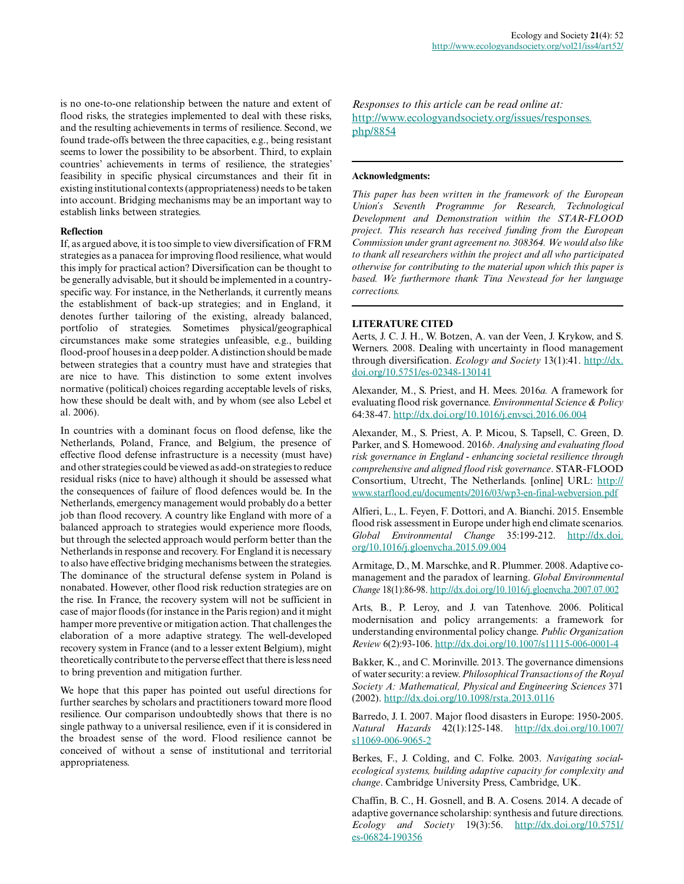is no one-to-one relationship between the nature and extent of flood risks, the strategies implemented to deal with these risks, and the resulting achievements in terms of resilience. Second, we found trade-offs between the three capacities, e.g., being resistant seems to lower the possibility to be absorbent. Third, to explain countries' achievements in terms of resilience, the strategies' feasibility in specific physical circumstances and their fit in existing institutional contexts (appropriateness) needs to be taken into account. Bridging mechanisms may be an important way to establish links between strategies.

### Reflection

If, as argued above, it is too simple to view diversification of FRM strategies as a panacea for improving flood resilience, what would this imply for practical action? Diversification can be thought to be generally advisable, but it should be implemented in a country-specific way. For instance, in the Netherlands, it currently means the establishment of back-up strategies; and in England, it denotes further tailoring of the existing, already balanced, portfolio of strategies. Sometimes physical/geographical circumstances make some strategies unfeasible, e.g., building flood-proof houses in a deep polder. A distinction should be made between strategies that a country must have and strategies that are nice to have. This distinction to some extent involves normative (political) choices regarding acceptable levels of risks, how these should be dealt with, and by whom (see also Lebel et al. 2006).

In countries with a dominant focus on flood defense, like the Netherlands, Poland, France, and Belgium, the presence of effective flood defense infrastructure is a necessity (must have) and other strategies could be viewed as add-on strategies to reduce residual risks (nice to have) although it should be assessed what the consequences of failure of flood defences would be. In the Netherlands, emergency management would probably do a better job than flood recovery. A country like England with more of a balanced approach to strategies would experience more floods, but through the selected approach would perform better than the Netherlands in response and recovery. For England it is necessary to also have effective bridging mechanisms between the strategies. The dominance of the structural defense system in Poland is nonabated. However, other flood risk reduction strategies are on the rise. In France, the recovery system will not be sufficient in case of major floods (for instance in the Paris region) and it might hamper more preventive or mitigation action. That challenges the elaboration of a more adaptive strategy. The well-developed recovery system in France (and to a lesser extent Belgium), might theoretically contribute to the perverse effect that there is less need to bring prevention and mitigation further.

We hope that this paper has pointed out useful directions for further searches by scholars and practitioners toward more flood resilience. Our comparison undoubtedly shows that there is no single pathway to a universal resilience, even if it is considered in the broadest sense of the word. Flood resilience cannot be conceived of without a sense of institutional and territorial appropriateness.

*Responses to this article can be read online at:* http://www.ecologyandsociety.org/issues/responses.php/8854

**Acknowledgments:**

*This paper has been written in the framework of the European Union's Seventh Programme for Research, Technological Development and Demonstration within the STAR-FLOOD project. This research has received funding from the European Commission under grant agreement no. 308364. We would also like to thank all researchers within the project and all who participated otherwise for contributing to the material upon which this paper is based. We furthermore thank Tina Newstead for her language corrections.*

### LITERATURE CITED

Aerts, J. C. J. H., W. Botzen, A. van der Veen, J. Krykow, and S. Werners. 2008. Dealing with uncertainty in flood management through diversification. *Ecology and Society* 13(1):41. http://dx.doi.org/10.5751/es-02348-130141

Alexander, M., S. Priest, and H. Mees. 2016*a*. A framework for evaluating flood risk governance. *Environmental Science & Policy* 64:38-47. http://dx.doi.org/10.1016/j.envsci.2016.06.004

Alexander, M., S. Priest, A. P. Micou, S. Tapsell, C. Green, D. Parker, and S. Homewood. 2016*b*. *Analysing and evaluating flood risk governance in England - enhancing societal resilience through comprehensive and aligned flood risk governance*. STAR-FLOOD Consortium, Utrecht, The Netherlands. [online] URL: http://www.starflood.eu/documents/2016/03/wp3-en-final-webversion.pdf

Alfieri, L., L. Feyen, F. Dottori, and A. Bianchi. 2015. Ensemble flood risk assessment in Europe under high end climate scenarios. *Global Environmental Change* 35:199-212. http://dx.doi.org/10.1016/j.gloenvcha.2015.09.004

Armitage, D., M. Marschke, and R. Plummer. 2008. Adaptive co-management and the paradox of learning. *Global Environmental Change* 18(1):86-98. http://dx.doi.org/10.1016/j.gloenvcha.2007.07.002

Arts, B., P. Leroy, and J. van Tatenhove. 2006. Political modernisation and policy arrangements: a framework for understanding environmental policy change. *Public Organization Review* 6(2):93-106. http://dx.doi.org/10.1007/s11115-006-0001-4

Bakker, K., and C. Morinville. 2013. The governance dimensions of water security: a review. *Philosophical Transactions of the Royal Society A: Mathematical, Physical and Engineering Sciences* 371 (2002). http://dx.doi.org/10.1098/rsta.2013.0116

Barredo, J. I. 2007. Major flood disasters in Europe: 1950-2005. *Natural Hazards* 42(1):125-148. http://dx.doi.org/10.1007/s11069-006-9065-2

Berkes, F., J. Colding, and C. Folke. 2003. *Navigating social-ecological systems, building adaptive capacity for complexity and change*. Cambridge University Press, Cambridge, UK.

Chaffin, B. C., H. Gosnell, and B. A. Cosens. 2014. A decade of adaptive governance scholarship: synthesis and future directions. *Ecology and Society* 19(3):56. http://dx.doi.org/10.5751/es-06824-190356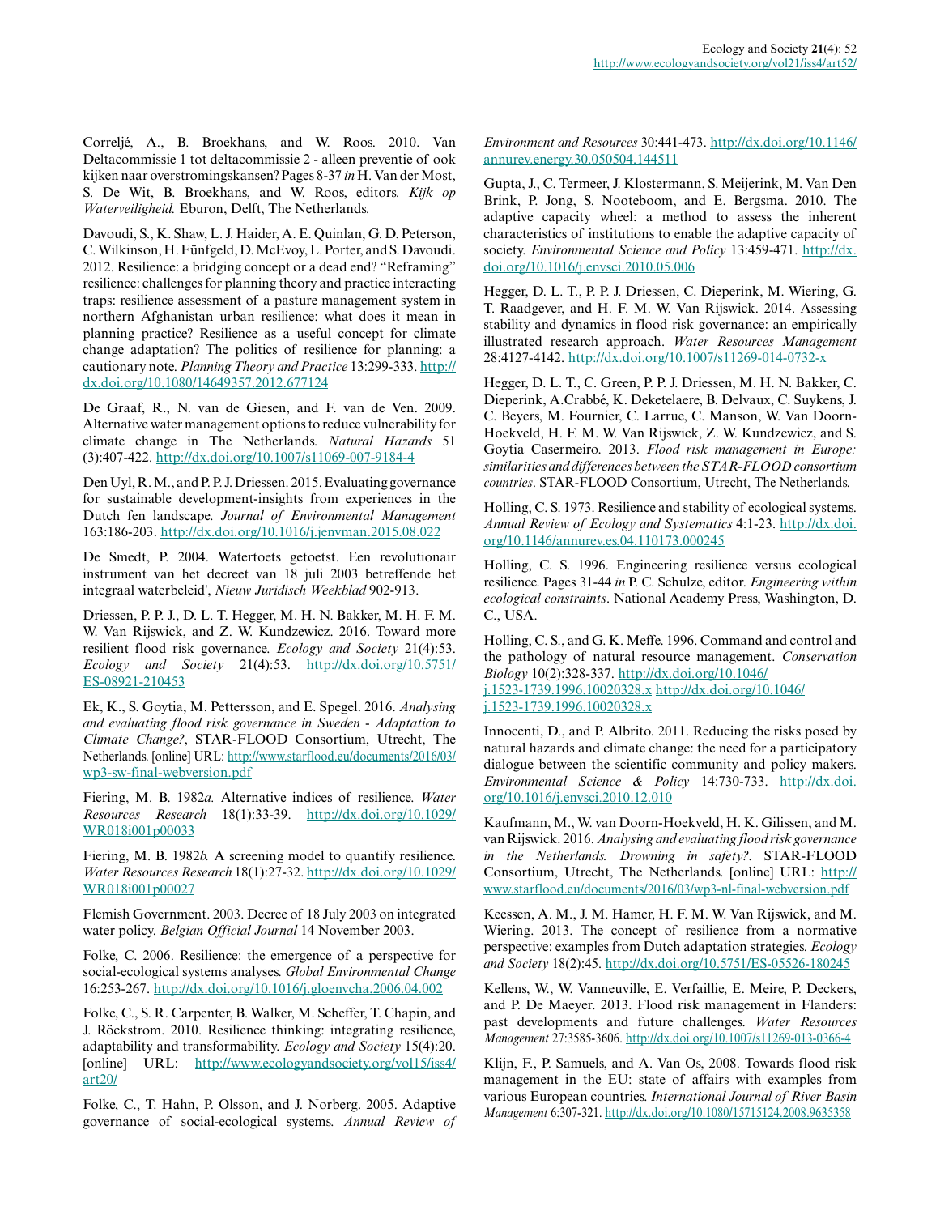Correljé, A., B. Broekhans, and W. Roos. 2010. Van Deltacommissie 1 tot deltacommissie 2 - alleen preventie of ook kijken naar overstromingskansen? Pages 8-37 *in* H. Van der Most, S. De Wit, B. Broekhans, and W. Roos, editors. *Kijk op Waterveiligheid.* Eburon, Delft, The Netherlands.

Davoudi, S., K. Shaw, L. J. Haider, A. E. Quinlan, G. D. Peterson, C. Wilkinson, H. Fünfgeld, D. McEvoy, L. Porter, and S. Davoudi. 2012. Resilience: a bridging concept or a dead end? "Reframing" resilience: challenges for planning theory and practice interacting traps: resilience assessment of a pasture management system in northern Afghanistan urban resilience: what does it mean in planning practice? Resilience as a useful concept for climate change adaptation? The politics of resilience for planning: a cautionary note. *Planning Theory and Practice* 13:299-333. http://dx.doi.org/10.1080/14649357.2012.677124

De Graaf, R., N. van de Giesen, and F. van de Ven. 2009. Alternative water management options to reduce vulnerability for climate change in The Netherlands. *Natural Hazards* 51 (3):407-422. http://dx.doi.org/10.1007/s11069-007-9184-4

Den Uyl, R. M., and P. P. J. Driessen. 2015. Evaluating governance for sustainable development-insights from experiences in the Dutch fen landscape. *Journal of Environmental Management* 163:186-203. http://dx.doi.org/10.1016/j.jenvman.2015.08.022

De Smedt, P. 2004. Watertoets getoetst. Een revolutionair instrument van het decreet van 18 juli 2003 betreffende het integraal waterbeleid', *Nieuw Juridisch Weekblad* 902-913.

Driessen, P. P. J., D. L. T. Hegger, M. H. N. Bakker, M. H. F. M. W. Van Rijswick, and Z. W. Kundzewicz. 2016. Toward more resilient flood risk governance. *Ecology and Society* 21(4):53. *Ecology and Society* 21(4):53. http://dx.doi.org/10.5751/ES-08921-210453

Ek, K., S. Goytia, M. Pettersson, and E. Spegel. 2016. *Analysing and evaluating flood risk governance in Sweden - Adaptation to Climate Change?*, STAR-FLOOD Consortium, Utrecht, The Netherlands. [online] URL: http://www.starflood.eu/documents/2016/03/wp3-sw-final-webversion.pdf

Fiering, M. B. 1982*a.* Alternative indices of resilience. *Water Resources Research* 18(1):33-39. http://dx.doi.org/10.1029/WR018i001p00033

Fiering, M. B. 1982*b.* A screening model to quantify resilience. *Water Resources Research* 18(1):27-32. http://dx.doi.org/10.1029/WR018i001p00027

Flemish Government. 2003. Decree of 18 July 2003 on integrated water policy. *Belgian Official Journal* 14 November 2003.

Folke, C. 2006. Resilience: the emergence of a perspective for social-ecological systems analyses. *Global Environmental Change* 16:253-267. http://dx.doi.org/10.1016/j.gloenvcha.2006.04.002

Folke, C., S. R. Carpenter, B. Walker, M. Scheffer, T. Chapin, and J. Röckstrom. 2010. Resilience thinking: integrating resilience, adaptability and transformability. *Ecology and Society* 15(4):20. [online] URL: http://www.ecologyandsociety.org/vol15/iss4/art20/

Folke, C., T. Hahn, P. Olsson, and J. Norberg. 2005. Adaptive governance of social-ecological systems. *Annual Review of Environment and Resources* 30:441-473. http://dx.doi.org/10.1146/annurev.energy.30.050504.144511

Gupta, J., C. Termeer, J. Klostermann, S. Meijerink, M. Van Den Brink, P. Jong, S. Nooteboom, and E. Bergsma. 2010. The adaptive capacity wheel: a method to assess the inherent characteristics of institutions to enable the adaptive capacity of society. *Environmental Science and Policy* 13:459-471. http://dx.doi.org/10.1016/j.envsci.2010.05.006

Hegger, D. L. T., P. P. J. Driessen, C. Dieperink, M. Wiering, G. T. Raadgever, and H. F. M. W. Van Rijswick. 2014. Assessing stability and dynamics in flood risk governance: an empirically illustrated research approach. *Water Resources Management* 28:4127-4142. http://dx.doi.org/10.1007/s11269-014-0732-x

Hegger, D. L. T., C. Green, P. P. J. Driessen, M. H. N. Bakker, C. Dieperink, A.Crabbé, K. Deketelaere, B. Delvaux, C. Suykens, J. C. Beyers, M. Fournier, C. Larrue, C. Manson, W. Van Doorn-Hoekveld, H. F. M. W. Van Rijswick, Z. W. Kundzewicz, and S. Goytia Casermeiro. 2013. *Flood risk management in Europe: similarities and differences between the STAR-FLOOD consortium countries*. STAR-FLOOD Consortium, Utrecht, The Netherlands.

Holling, C. S. 1973. Resilience and stability of ecological systems. *Annual Review of Ecology and Systematics* 4:1-23. http://dx.doi.org/10.1146/annurev.es.04.110173.000245

Holling, C. S. 1996. Engineering resilience versus ecological resilience. Pages 31-44 *in* P. C. Schulze, editor. *Engineering within ecological constraints*. National Academy Press, Washington, D. C., USA.

Holling, C. S., and G. K. Meffe. 1996. Command and control and the pathology of natural resource management. *Conservation Biology* 10(2):328-337. http://dx.doi.org/10.1046/j.1523-1739.1996.10020328.x http://dx.doi.org/10.1046/j.1523-1739.1996.10020328.x

Innocenti, D., and P. Albrito. 2011. Reducing the risks posed by natural hazards and climate change: the need for a participatory dialogue between the scientific community and policy makers. *Environmental Science & Policy* 14:730-733. http://dx.doi.org/10.1016/j.envsci.2010.12.010

Kaufmann, M., W. van Doorn-Hoekveld, H. K. Gilissen, and M. van Rijswick. 2016. *Analysing and evaluating flood risk governance in the Netherlands. Drowning in safety?*. STAR-FLOOD Consortium, Utrecht, The Netherlands. [online] URL: http://www.starflood.eu/documents/2016/03/wp3-nl-final-webversion.pdf

Keessen, A. M., J. M. Hamer, H. F. M. W. Van Rijswick, and M. Wiering. 2013. The concept of resilience from a normative perspective: examples from Dutch adaptation strategies. *Ecology and Society* 18(2):45. http://dx.doi.org/10.5751/ES-05526-180245

Kellens, W., W. Vanneuville, E. Verfaillie, E. Meire, P. Deckers, and P. De Maeyer. 2013. Flood risk management in Flanders: past developments and future challenges. *Water Resources Management* 27:3585-3606. http://dx.doi.org/10.1007/s11269-013-0366-4

Klijn, F., P. Samuels, and A. Van Os, 2008. Towards flood risk management in the EU: state of affairs with examples from various European countries. *International Journal of River Basin Management* 6:307-321. http://dx.doi.org/10.1080/15715124.2008.9635358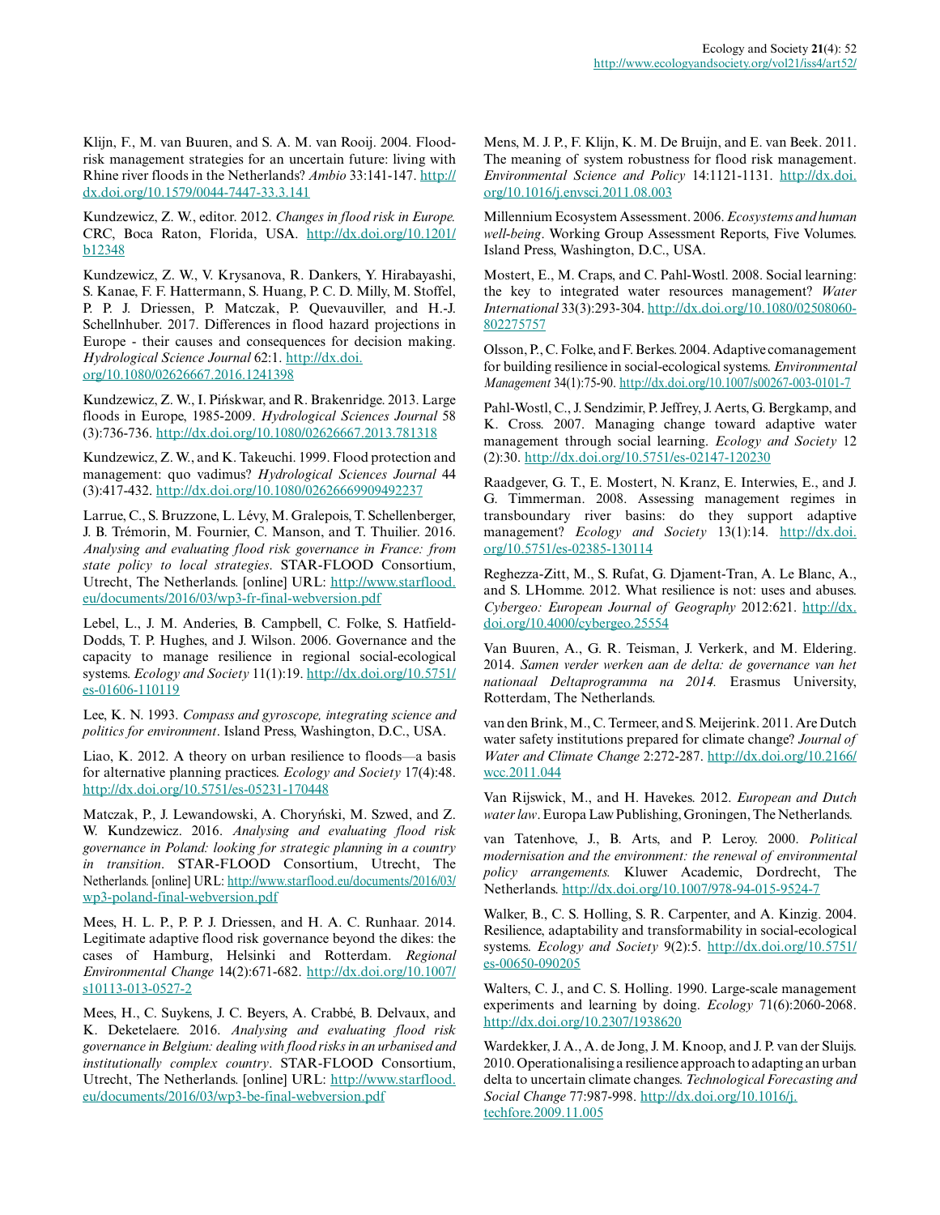Klijn, F., M. van Buuren, and S. A. M. van Rooij. 2004. Flood-risk management strategies for an uncertain future: living with Rhine river floods in the Netherlands? *Ambio* 33:141-147. http://dx.doi.org/10.1579/0044-7447-33.3.141

Kundzewicz, Z. W., editor. 2012. *Changes in flood risk in Europe.* CRC, Boca Raton, Florida, USA. http://dx.doi.org/10.1201/b12348

Kundzewicz, Z. W., V. Krysanova, R. Dankers, Y. Hirabayashi, S. Kanae, F. F. Hattermann, S. Huang, P. C. D. Milly, M. Stoffel, P. P. J. Driessen, P. Matczak, P. Quevauviller, and H.-J. Schellnhuber. 2017. Differences in flood hazard projections in Europe - their causes and consequences for decision making. *Hydrological Science Journal* 62:1. http://dx.doi.org/10.1080/02626667.2016.1241398

Kundzewicz, Z. W., I. Pińskwar, and R. Brakenridge. 2013. Large floods in Europe, 1985-2009. *Hydrological Sciences Journal* 58 (3):736-736. http://dx.doi.org/10.1080/02626667.2013.781318

Kundzewicz, Z. W., and K. Takeuchi. 1999. Flood protection and management: quo vadimus? *Hydrological Sciences Journal* 44 (3):417-432. http://dx.doi.org/10.1080/02626669909492237

Larrue, C., S. Bruzzone, L. Lévy, M. Gralepois, T. Schellenberger, J. B. Trémorin, M. Fournier, C. Manson, and T. Thuilier. 2016. *Analysing and evaluating flood risk governance in France: from state policy to local strategies*. STAR-FLOOD Consortium, Utrecht, The Netherlands. [online] URL: http://www.starflood.eu/documents/2016/03/wp3-fr-final-webversion.pdf

Lebel, L., J. M. Anderies, B. Campbell, C. Folke, S. Hatfield-Dodds, T. P. Hughes, and J. Wilson. 2006. Governance and the capacity to manage resilience in regional social-ecological systems. *Ecology and Society* 11(1):19. http://dx.doi.org/10.5751/es-01606-110119

Lee, K. N. 1993. *Compass and gyroscope, integrating science and politics for environment*. Island Press, Washington, D.C., USA.

Liao, K. 2012. A theory on urban resilience to floods—a basis for alternative planning practices. *Ecology and Society* 17(4):48. http://dx.doi.org/10.5751/es-05231-170448

Matczak, P., J. Lewandowski, A. Choryński, M. Szwed, and Z. W. Kundzewicz. 2016. *Analysing and evaluating flood risk governance in Poland: looking for strategic planning in a country in transition*. STAR-FLOOD Consortium, Utrecht, The Netherlands. [online] URL: http://www.starflood.eu/documents/2016/03/wp3-poland-final-webversion.pdf

Mees, H. L. P., P. P. J. Driessen, and H. A. C. Runhaar. 2014. Legitimate adaptive flood risk governance beyond the dikes: the cases of Hamburg, Helsinki and Rotterdam. *Regional Environmental Change* 14(2):671-682. http://dx.doi.org/10.1007/s10113-013-0527-2

Mees, H., C. Suykens, J. C. Beyers, A. Crabbé, B. Delvaux, and K. Deketelaere. 2016. *Analysing and evaluating flood risk governance in Belgium: dealing with flood risks in an urbanised and institutionally complex country*. STAR-FLOOD Consortium, Utrecht, The Netherlands. [online] URL: http://www.starflood.eu/documents/2016/03/wp3-be-final-webversion.pdf

Mens, M. J. P., F. Klijn, K. M. De Bruijn, and E. van Beek. 2011. The meaning of system robustness for flood risk management. *Environmental Science and Policy* 14:1121-1131. http://dx.doi.org/10.1016/j.envsci.2011.08.003

Millennium Ecosystem Assessment. 2006. *Ecosystems and human well-being*. Working Group Assessment Reports, Five Volumes. Island Press, Washington, D.C., USA.

Mostert, E., M. Craps, and C. Pahl-Wostl. 2008. Social learning: the key to integrated water resources management? *Water International* 33(3):293-304. http://dx.doi.org/10.1080/02508060-802275757

Olsson, P., C. Folke, and F. Berkes. 2004. Adaptive comanagement for building resilience in social-ecological systems. *Environmental Management* 34(1):75-90. http://dx.doi.org/10.1007/s00267-003-0101-7

Pahl-Wostl, C., J. Sendzimir, P. Jeffrey, J. Aerts, G. Bergkamp, and K. Cross. 2007. Managing change toward adaptive water management through social learning. *Ecology and Society* 12 (2):30. http://dx.doi.org/10.5751/es-02147-120230

Raadgever, G. T., E. Mostert, N. Kranz, E. Interwies, E., and J. G. Timmerman. 2008. Assessing management regimes in transboundary river basins: do they support adaptive management? *Ecology and Society* 13(1):14. http://dx.doi.org/10.5751/es-02385-130114

Reghezza-Zitt, M., S. Rufat, G. Djament-Tran, A. Le Blanc, A., and S. LHomme. 2012. What resilience is not: uses and abuses. *Cybergeo: European Journal of Geography* 2012:621. http://dx.doi.org/10.4000/cybergeo.25554

Van Buuren, A., G. R. Teisman, J. Verkerk, and M. Eldering. 2014. *Samen verder werken aan de delta: de governance van het nationaal Deltaprogramma na 2014.* Erasmus University, Rotterdam, The Netherlands.

van den Brink, M., C. Termeer, and S. Meijerink. 2011. Are Dutch water safety institutions prepared for climate change? *Journal of Water and Climate Change* 2:272-287. http://dx.doi.org/10.2166/wcc.2011.044

Van Rijswick, M., and H. Havekes. 2012. *European and Dutch water law*. Europa Law Publishing, Groningen, The Netherlands.

van Tatenhove, J., B. Arts, and P. Leroy. 2000. *Political modernisation and the environment: the renewal of environmental policy arrangements.* Kluwer Academic, Dordrecht, The Netherlands. http://dx.doi.org/10.1007/978-94-015-9524-7

Walker, B., C. S. Holling, S. R. Carpenter, and A. Kinzig. 2004. Resilience, adaptability and transformability in social-ecological systems. *Ecology and Society* 9(2):5. http://dx.doi.org/10.5751/es-00650-090205

Walters, C. J., and C. S. Holling. 1990. Large-scale management experiments and learning by doing. *Ecology* 71(6):2060-2068. http://dx.doi.org/10.2307/1938620

Wardekker, J. A., A. de Jong, J. M. Knoop, and J. P. van der Sluijs. 2010. Operationalising a resilience approach to adapting an urban delta to uncertain climate changes. *Technological Forecasting and Social Change* 77:987-998. http://dx.doi.org/10.1016/j.techfore.2009.11.005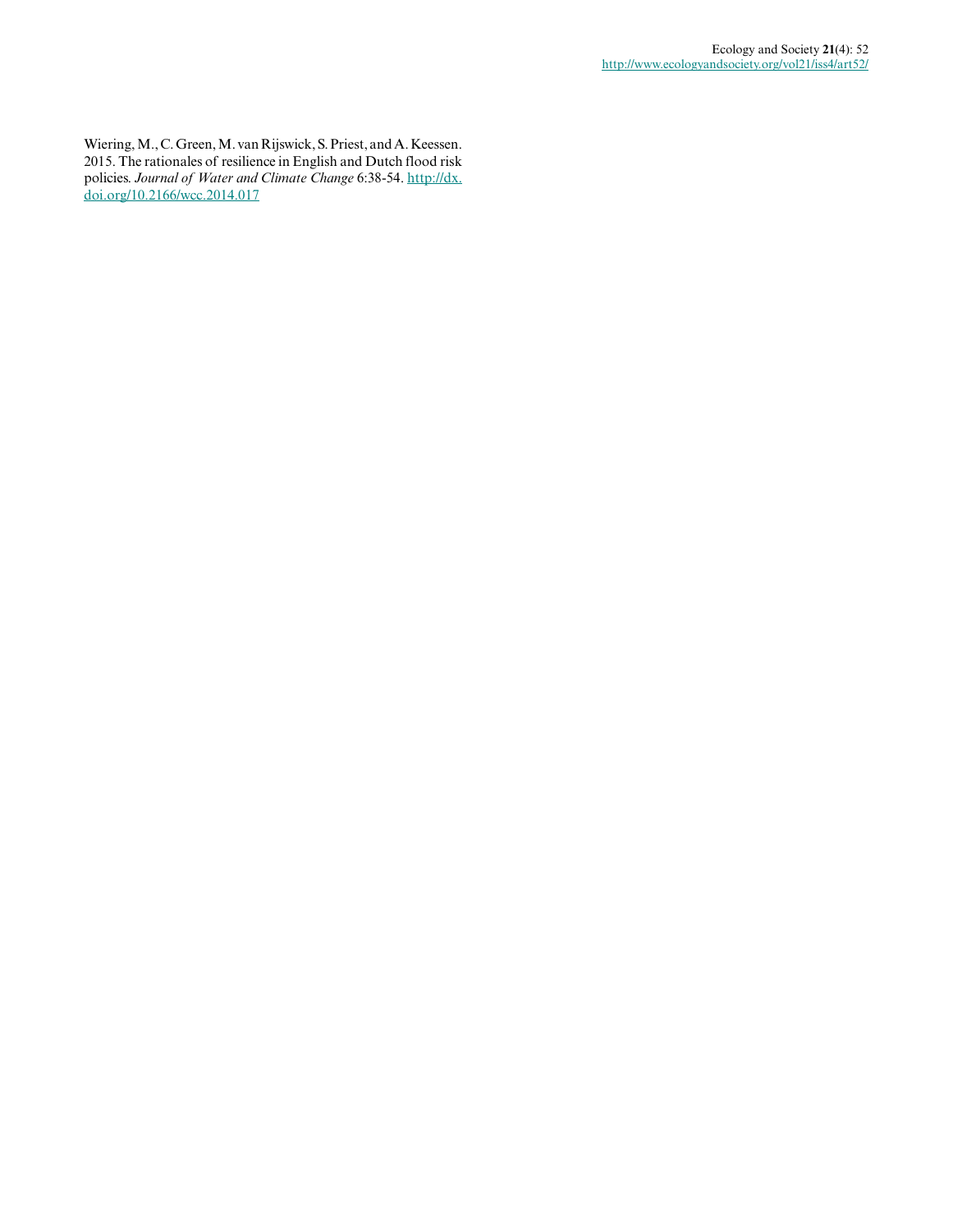Wiering, M., C. Green, M. van Rijswick, S. Priest, and A. Keessen. 2015. The rationales of resilience in English and Dutch flood risk policies. *Journal of Water and Climate Change* 6:38-54. http://dx.doi.org/10.2166/wcc.2014.017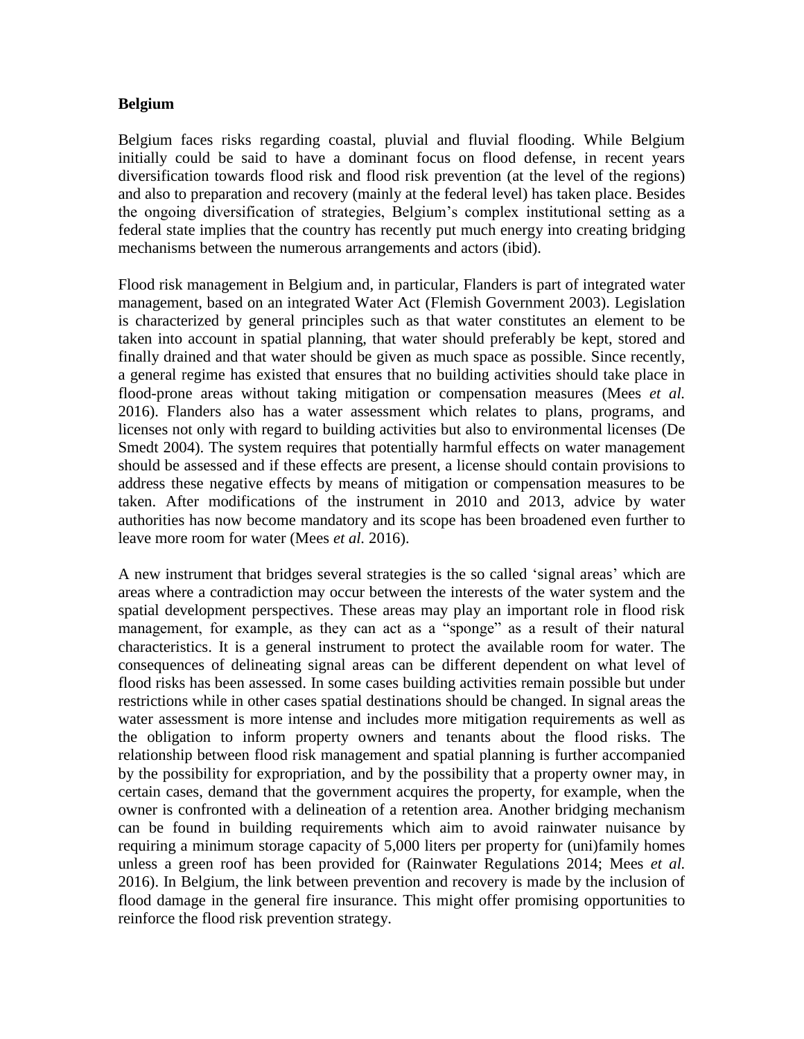**Belgium**

Belgium faces risks regarding coastal, pluvial and fluvial flooding. While Belgium initially could be said to have a dominant focus on flood defense, in recent years diversification towards flood risk and flood risk prevention (at the level of the regions) and also to preparation and recovery (mainly at the federal level) has taken place. Besides the ongoing diversification of strategies, Belgium's complex institutional setting as a federal state implies that the country has recently put much energy into creating bridging mechanisms between the numerous arrangements and actors (ibid).

Flood risk management in Belgium and, in particular, Flanders is part of integrated water management, based on an integrated Water Act (Flemish Government 2003). Legislation is characterized by general principles such as that water constitutes an element to be taken into account in spatial planning, that water should preferably be kept, stored and finally drained and that water should be given as much space as possible. Since recently, a general regime has existed that ensures that no building activities should take place in flood-prone areas without taking mitigation or compensation measures (Mees *et al.* 2016). Flanders also has a water assessment which relates to plans, programs, and licenses not only with regard to building activities but also to environmental licenses (De Smedt 2004). The system requires that potentially harmful effects on water management should be assessed and if these effects are present, a license should contain provisions to address these negative effects by means of mitigation or compensation measures to be taken. After modifications of the instrument in 2010 and 2013, advice by water authorities has now become mandatory and its scope has been broadened even further to leave more room for water (Mees *et al.* 2016).

A new instrument that bridges several strategies is the so called 'signal areas' which are areas where a contradiction may occur between the interests of the water system and the spatial development perspectives. These areas may play an important role in flood risk management, for example, as they can act as a "sponge" as a result of their natural characteristics. It is a general instrument to protect the available room for water. The consequences of delineating signal areas can be different dependent on what level of flood risks has been assessed. In some cases building activities remain possible but under restrictions while in other cases spatial destinations should be changed. In signal areas the water assessment is more intense and includes more mitigation requirements as well as the obligation to inform property owners and tenants about the flood risks. The relationship between flood risk management and spatial planning is further accompanied by the possibility for expropriation, and by the possibility that a property owner may, in certain cases, demand that the government acquires the property, for example, when the owner is confronted with a delineation of a retention area. Another bridging mechanism can be found in building requirements which aim to avoid rainwater nuisance by requiring a minimum storage capacity of 5,000 liters per property for (uni)family homes unless a green roof has been provided for (Rainwater Regulations 2014; Mees *et al.* 2016). In Belgium, the link between prevention and recovery is made by the inclusion of flood damage in the general fire insurance. This might offer promising opportunities to reinforce the flood risk prevention strategy.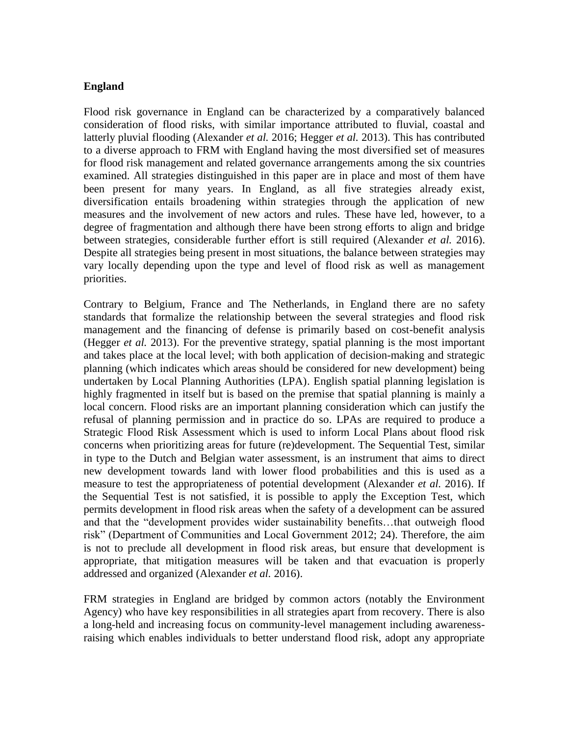**England**

Flood risk governance in England can be characterized by a comparatively balanced consideration of flood risks, with similar importance attributed to fluvial, coastal and latterly pluvial flooding (Alexander *et al.* 2016; Hegger *et al.* 2013). This has contributed to a diverse approach to FRM with England having the most diversified set of measures for flood risk management and related governance arrangements among the six countries examined. All strategies distinguished in this paper are in place and most of them have been present for many years. In England, as all five strategies already exist, diversification entails broadening within strategies through the application of new measures and the involvement of new actors and rules. These have led, however, to a degree of fragmentation and although there have been strong efforts to align and bridge between strategies, considerable further effort is still required (Alexander *et al.* 2016). Despite all strategies being present in most situations, the balance between strategies may vary locally depending upon the type and level of flood risk as well as management priorities.

Contrary to Belgium, France and The Netherlands, in England there are no safety standards that formalize the relationship between the several strategies and flood risk management and the financing of defense is primarily based on cost-benefit analysis (Hegger *et al.* 2013). For the preventive strategy, spatial planning is the most important and takes place at the local level; with both application of decision-making and strategic planning (which indicates which areas should be considered for new development) being undertaken by Local Planning Authorities (LPA). English spatial planning legislation is highly fragmented in itself but is based on the premise that spatial planning is mainly a local concern. Flood risks are an important planning consideration which can justify the refusal of planning permission and in practice do so. LPAs are required to produce a Strategic Flood Risk Assessment which is used to inform Local Plans about flood risk concerns when prioritizing areas for future (re)development. The Sequential Test, similar in type to the Dutch and Belgian water assessment, is an instrument that aims to direct new development towards land with lower flood probabilities and this is used as a measure to test the appropriateness of potential development (Alexander *et al.* 2016). If the Sequential Test is not satisfied, it is possible to apply the Exception Test, which permits development in flood risk areas when the safety of a development can be assured and that the "development provides wider sustainability benefits…that outweigh flood risk" (Department of Communities and Local Government 2012; 24). Therefore, the aim is not to preclude all development in flood risk areas, but ensure that development is appropriate, that mitigation measures will be taken and that evacuation is properly addressed and organized (Alexander *et al.* 2016).

FRM strategies in England are bridged by common actors (notably the Environment Agency) who have key responsibilities in all strategies apart from recovery. There is also a long-held and increasing focus on community-level management including awareness-raising which enables individuals to better understand flood risk, adopt any appropriate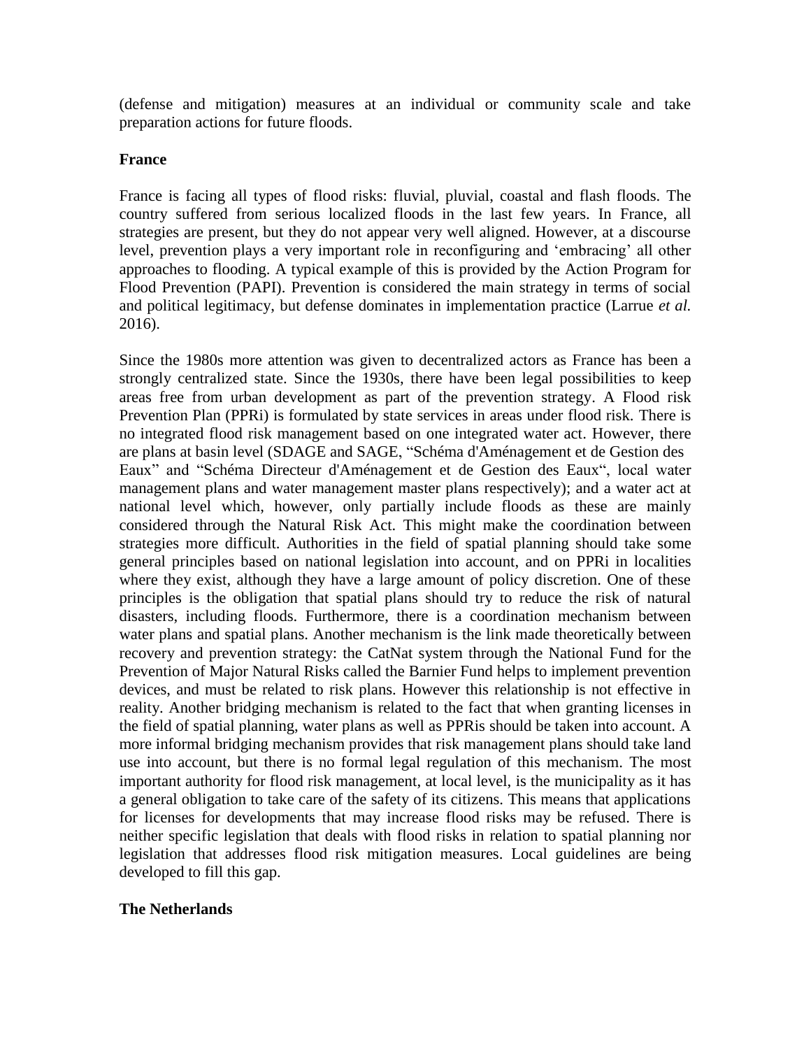(defense and mitigation) measures at an individual or community scale and take preparation actions for future floods.

**France**

France is facing all types of flood risks: fluvial, pluvial, coastal and flash floods. The country suffered from serious localized floods in the last few years. In France, all strategies are present, but they do not appear very well aligned. However, at a discourse level, prevention plays a very important role in reconfiguring and 'embracing' all other approaches to flooding. A typical example of this is provided by the Action Program for Flood Prevention (PAPI). Prevention is considered the main strategy in terms of social and political legitimacy, but defense dominates in implementation practice (Larrue *et al.* 2016).

Since the 1980s more attention was given to decentralized actors as France has been a strongly centralized state. Since the 1930s, there have been legal possibilities to keep areas free from urban development as part of the prevention strategy. A Flood risk Prevention Plan (PPRi) is formulated by state services in areas under flood risk. There is no integrated flood risk management based on one integrated water act. However, there are plans at basin level (SDAGE and SAGE, "Schéma d'Aménagement et de Gestion des Eaux" and "Schéma Directeur d'Aménagement et de Gestion des Eaux", local water management plans and water management master plans respectively); and a water act at national level which, however, only partially include floods as these are mainly considered through the Natural Risk Act. This might make the coordination between strategies more difficult. Authorities in the field of spatial planning should take some general principles based on national legislation into account, and on PPRi in localities where they exist, although they have a large amount of policy discretion. One of these principles is the obligation that spatial plans should try to reduce the risk of natural disasters, including floods. Furthermore, there is a coordination mechanism between water plans and spatial plans. Another mechanism is the link made theoretically between recovery and prevention strategy: the CatNat system through the National Fund for the Prevention of Major Natural Risks called the Barnier Fund helps to implement prevention devices, and must be related to risk plans. However this relationship is not effective in reality. Another bridging mechanism is related to the fact that when granting licenses in the field of spatial planning, water plans as well as PPRis should be taken into account. A more informal bridging mechanism provides that risk management plans should take land use into account, but there is no formal legal regulation of this mechanism. The most important authority for flood risk management, at local level, is the municipality as it has a general obligation to take care of the safety of its citizens. This means that applications for licenses for developments that may increase flood risks may be refused. There is neither specific legislation that deals with flood risks in relation to spatial planning nor legislation that addresses flood risk mitigation measures. Local guidelines are being developed to fill this gap.

**The Netherlands**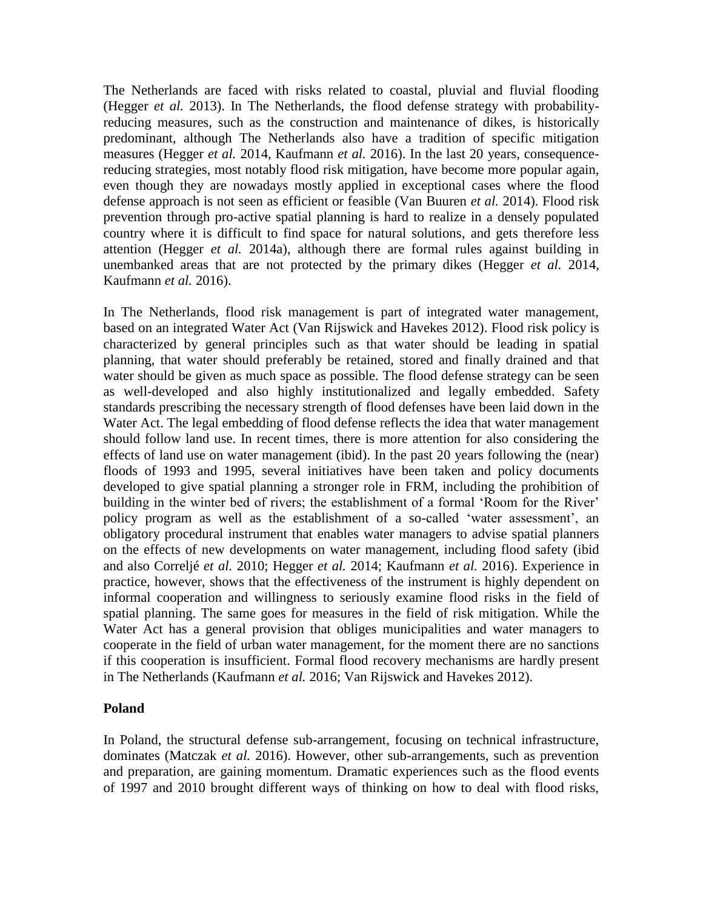The Netherlands are faced with risks related to coastal, pluvial and fluvial flooding (Hegger *et al.* 2013). In The Netherlands, the flood defense strategy with probability-reducing measures, such as the construction and maintenance of dikes, is historically predominant, although The Netherlands also have a tradition of specific mitigation measures (Hegger *et al.* 2014, Kaufmann *et al.* 2016). In the last 20 years, consequence-reducing strategies, most notably flood risk mitigation, have become more popular again, even though they are nowadays mostly applied in exceptional cases where the flood defense approach is not seen as efficient or feasible (Van Buuren *et al.* 2014). Flood risk prevention through pro-active spatial planning is hard to realize in a densely populated country where it is difficult to find space for natural solutions, and gets therefore less attention (Hegger *et al.* 2014a), although there are formal rules against building in unembanked areas that are not protected by the primary dikes (Hegger *et al.* 2014, Kaufmann *et al.* 2016).

In The Netherlands, flood risk management is part of integrated water management, based on an integrated Water Act (Van Rijswick and Havekes 2012). Flood risk policy is characterized by general principles such as that water should be leading in spatial planning, that water should preferably be retained, stored and finally drained and that water should be given as much space as possible. The flood defense strategy can be seen as well-developed and also highly institutionalized and legally embedded. Safety standards prescribing the necessary strength of flood defenses have been laid down in the Water Act. The legal embedding of flood defense reflects the idea that water management should follow land use. In recent times, there is more attention for also considering the effects of land use on water management (ibid). In the past 20 years following the (near) floods of 1993 and 1995, several initiatives have been taken and policy documents developed to give spatial planning a stronger role in FRM, including the prohibition of building in the winter bed of rivers; the establishment of a formal 'Room for the River' policy program as well as the establishment of a so-called 'water assessment', an obligatory procedural instrument that enables water managers to advise spatial planners on the effects of new developments on water management, including flood safety (ibid and also Correljé *et al.* 2010; Hegger *et al.* 2014; Kaufmann *et al.* 2016). Experience in practice, however, shows that the effectiveness of the instrument is highly dependent on informal cooperation and willingness to seriously examine flood risks in the field of spatial planning. The same goes for measures in the field of risk mitigation. While the Water Act has a general provision that obliges municipalities and water managers to cooperate in the field of urban water management, for the moment there are no sanctions if this cooperation is insufficient. Formal flood recovery mechanisms are hardly present in The Netherlands (Kaufmann *et al.* 2016; Van Rijswick and Havekes 2012).

**Poland**

In Poland, the structural defense sub-arrangement, focusing on technical infrastructure, dominates (Matczak *et al.* 2016). However, other sub-arrangements, such as prevention and preparation, are gaining momentum. Dramatic experiences such as the flood events of 1997 and 2010 brought different ways of thinking on how to deal with flood risks,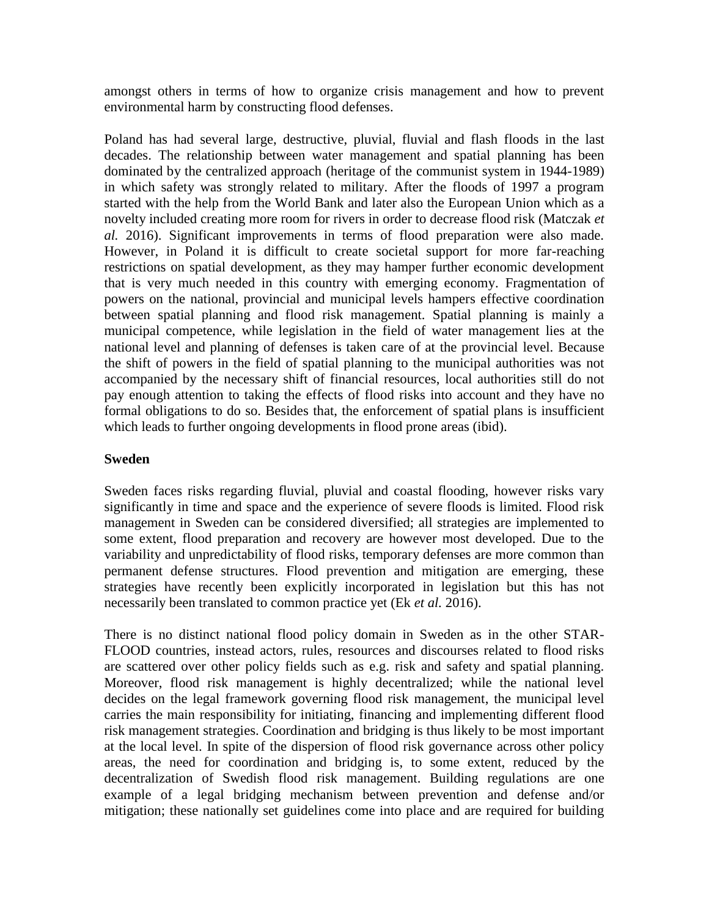amongst others in terms of how to organize crisis management and how to prevent environmental harm by constructing flood defenses.

Poland has had several large, destructive, pluvial, fluvial and flash floods in the last decades. The relationship between water management and spatial planning has been dominated by the centralized approach (heritage of the communist system in 1944-1989) in which safety was strongly related to military. After the floods of 1997 a program started with the help from the World Bank and later also the European Union which as a novelty included creating more room for rivers in order to decrease flood risk (Matczak *et al.* 2016). Significant improvements in terms of flood preparation were also made. However, in Poland it is difficult to create societal support for more far-reaching restrictions on spatial development, as they may hamper further economic development that is very much needed in this country with emerging economy. Fragmentation of powers on the national, provincial and municipal levels hampers effective coordination between spatial planning and flood risk management. Spatial planning is mainly a municipal competence, while legislation in the field of water management lies at the national level and planning of defenses is taken care of at the provincial level. Because the shift of powers in the field of spatial planning to the municipal authorities was not accompanied by the necessary shift of financial resources, local authorities still do not pay enough attention to taking the effects of flood risks into account and they have no formal obligations to do so. Besides that, the enforcement of spatial plans is insufficient which leads to further ongoing developments in flood prone areas (ibid).

**Sweden**

Sweden faces risks regarding fluvial, pluvial and coastal flooding, however risks vary significantly in time and space and the experience of severe floods is limited. Flood risk management in Sweden can be considered diversified; all strategies are implemented to some extent, flood preparation and recovery are however most developed. Due to the variability and unpredictability of flood risks, temporary defenses are more common than permanent defense structures. Flood prevention and mitigation are emerging, these strategies have recently been explicitly incorporated in legislation but this has not necessarily been translated to common practice yet (Ek *et al.* 2016).

There is no distinct national flood policy domain in Sweden as in the other STAR-FLOOD countries, instead actors, rules, resources and discourses related to flood risks are scattered over other policy fields such as e.g. risk and safety and spatial planning. Moreover, flood risk management is highly decentralized; while the national level decides on the legal framework governing flood risk management, the municipal level carries the main responsibility for initiating, financing and implementing different flood risk management strategies. Coordination and bridging is thus likely to be most important at the local level. In spite of the dispersion of flood risk governance across other policy areas, the need for coordination and bridging is, to some extent, reduced by the decentralization of Swedish flood risk management. Building regulations are one example of a legal bridging mechanism between prevention and defense and/or mitigation; these nationally set guidelines come into place and are required for building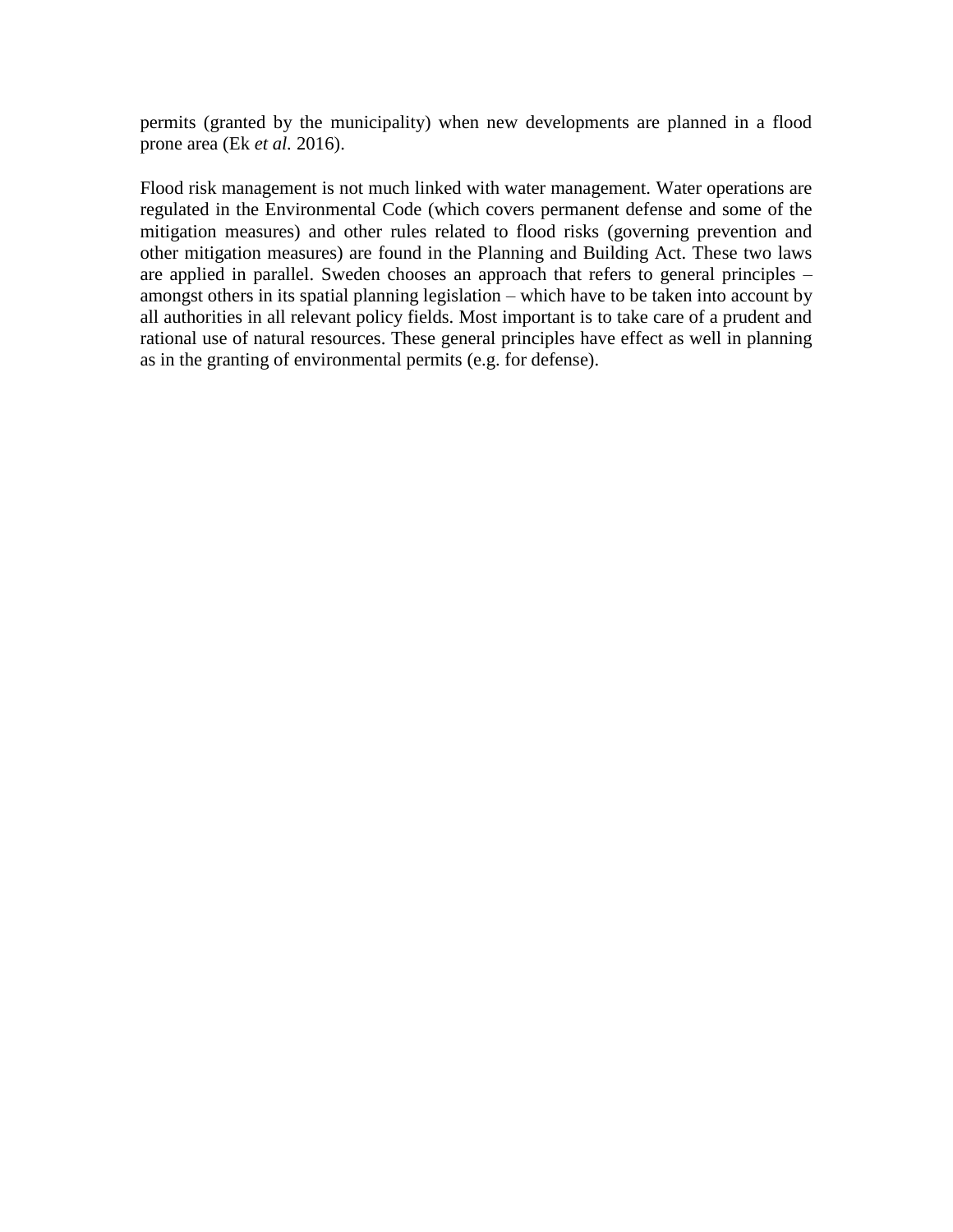permits (granted by the municipality) when new developments are planned in a flood prone area (Ek *et al.* 2016).

Flood risk management is not much linked with water management. Water operations are regulated in the Environmental Code (which covers permanent defense and some of the mitigation measures) and other rules related to flood risks (governing prevention and other mitigation measures) are found in the Planning and Building Act. These two laws are applied in parallel. Sweden chooses an approach that refers to general principles – amongst others in its spatial planning legislation – which have to be taken into account by all authorities in all relevant policy fields. Most important is to take care of a prudent and rational use of natural resources. These general principles have effect as well in planning as in the granting of environmental permits (e.g. for defense).